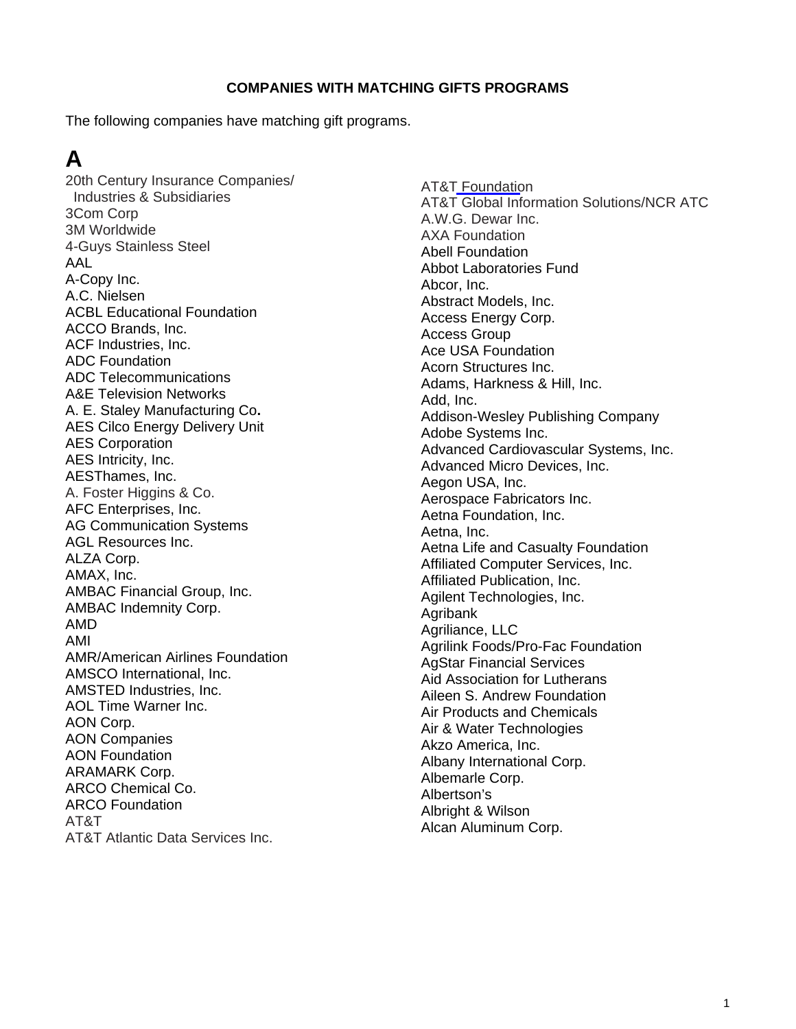**COMPANIES WITH MATCHING GIFTS PROGRAMS**

The following companies have matching gift programs.

# A

20th Century Insurance Companies/ Industries & Subsidiaries
3Com Corp
3M Worldwide
4-Guys Stainless Steel
AAL
A-Copy Inc.
A.C. Nielsen
ACBL Educational Foundation
ACCO Brands, Inc.
ACF Industries, Inc.
ADC Foundation
ADC Telecommunications
A&E Television Networks
A. E. Staley Manufacturing Co.
AES Cilco Energy Delivery Unit
AES Corporation
AES Intricity, Inc.
AESThames, Inc.
A. Foster Higgins & Co.
AFC Enterprises, Inc.
AG Communication Systems
AGL Resources Inc.
ALZA Corp.
AMAX, Inc.
AMBAC Financial Group, Inc.
AMBAC Indemnity Corp.
AMD
AMI
AMR/American Airlines Foundation
AMSCO International, Inc.
AMSTED Industries, Inc.
AOL Time Warner Inc.
AON Corp.
AON Companies
AON Foundation
ARAMARK Corp.
ARCO Chemical Co.
ARCO Foundation
AT&T
AT&T Atlantic Data Services Inc.
AT&T Foundation
AT&T Global Information Solutions/NCR ATC
A.W.G. Dewar Inc.
AXA Foundation
Abell Foundation
Abbot Laboratories Fund
Abcor, Inc.
Abstract Models, Inc.
Access Energy Corp.
Access Group
Ace USA Foundation
Acorn Structures Inc.
Adams, Harkness & Hill, Inc.
Add, Inc.
Addison-Wesley Publishing Company
Adobe Systems Inc.
Advanced Cardiovascular Systems, Inc.
Advanced Micro Devices, Inc.
Aegon USA, Inc.
Aerospace Fabricators Inc.
Aetna Foundation, Inc.
Aetna, Inc.
Aetna Life and Casualty Foundation
Affiliated Computer Services, Inc.
Affiliated Publication, Inc.
Agilent Technologies, Inc.
Agribank
Agriliance, LLC
Agrilink Foods/Pro-Fac Foundation
AgStar Financial Services
Aid Association for Lutherans
Aileen S. Andrew Foundation
Air Products and Chemicals
Air & Water Technologies
Akzo America, Inc.
Albany International Corp.
Albemarle Corp.
Albertson's
Albright & Wilson
Alcan Aluminum Corp.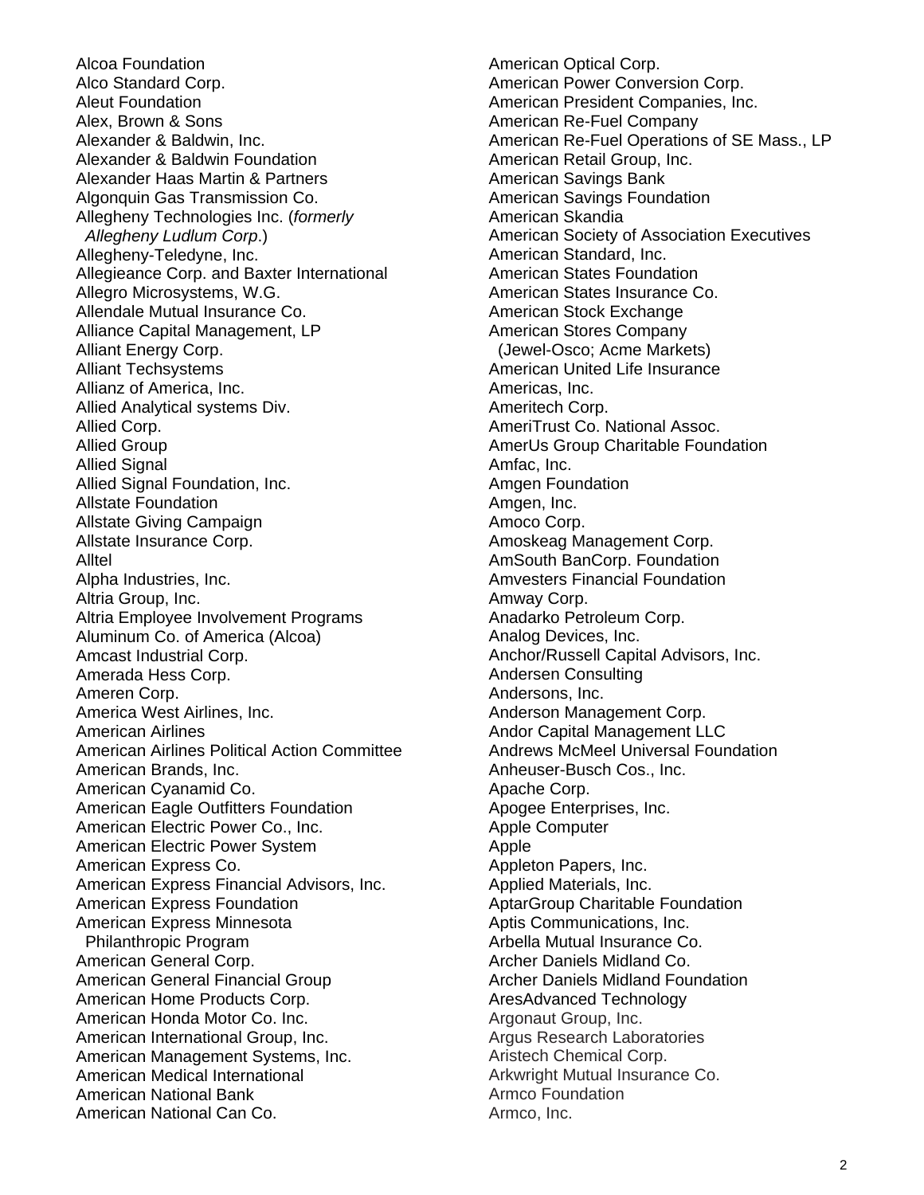Alcoa Foundation
Alco Standard Corp.
Aleut Foundation
Alex, Brown & Sons
Alexander & Baldwin, Inc.
Alexander & Baldwin Foundation
Alexander Haas Martin & Partners
Algonquin Gas Transmission Co.
Allegheny Technologies Inc. (*formerly Allegheny Ludlum Corp*.)
Allegheny-Teledyne, Inc.
Allegieance Corp. and Baxter International
Allegro Microsystems, W.G.
Allendale Mutual Insurance Co.
Alliance Capital Management, LP
Alliant Energy Corp.
Alliant Techsystems
Allianz of America, Inc.
Allied Analytical systems Div.
Allied Corp.
Allied Group
Allied Signal
Allied Signal Foundation, Inc.
Allstate Foundation
Allstate Giving Campaign
Allstate Insurance Corp.
Alltel
Alpha Industries, Inc.
Altria Group, Inc.
Altria Employee Involvement Programs
Aluminum Co. of America (Alcoa)
Amcast Industrial Corp.
Amerada Hess Corp.
Ameren Corp.
America West Airlines, Inc.
American Airlines
American Airlines Political Action Committee
American Brands, Inc.
American Cyanamid Co.
American Eagle Outfitters Foundation
American Electric Power Co., Inc.
American Electric Power System
American Express Co.
American Express Financial Advisors, Inc.
American Express Foundation
American Express Minnesota Philanthropic Program
American General Corp.
American General Financial Group
American Home Products Corp.
American Honda Motor Co. Inc.
American International Group, Inc.
American Management Systems, Inc.
American Medical International
American National Bank
American National Can Co.
American Optical Corp.
American Power Conversion Corp.
American President Companies, Inc.
American Re-Fuel Company
American Re-Fuel Operations of SE Mass., LP
American Retail Group, Inc.
American Savings Bank
American Savings Foundation
American Skandia
American Society of Association Executives
American Standard, Inc.
American States Foundation
American States Insurance Co.
American Stock Exchange
American Stores Company (Jewel-Osco; Acme Markets)
American United Life Insurance
Americas, Inc.
Ameritech Corp.
AmeriTrust Co. National Assoc.
AmerUs Group Charitable Foundation
Amfac, Inc.
Amgen Foundation
Amgen, Inc.
Amoco Corp.
Amoskeag Management Corp.
AmSouth BanCorp. Foundation
Amvesters Financial Foundation
Amway Corp.
Anadarko Petroleum Corp.
Analog Devices, Inc.
Anchor/Russell Capital Advisors, Inc.
Andersen Consulting
Andersons, Inc.
Anderson Management Corp.
Andor Capital Management LLC
Andrews McMeel Universal Foundation
Anheuser-Busch Cos., Inc.
Apache Corp.
Apogee Enterprises, Inc.
Apple Computer
Apple
Appleton Papers, Inc.
Applied Materials, Inc.
AptarGroup Charitable Foundation
Aptis Communications, Inc.
Arbella Mutual Insurance Co.
Archer Daniels Midland Co.
Archer Daniels Midland Foundation
AresAdvanced Technology
Argonaut Group, Inc.
Argus Research Laboratories
Aristech Chemical Corp.
Arkwright Mutual Insurance Co.
Armco Foundation
Armco, Inc.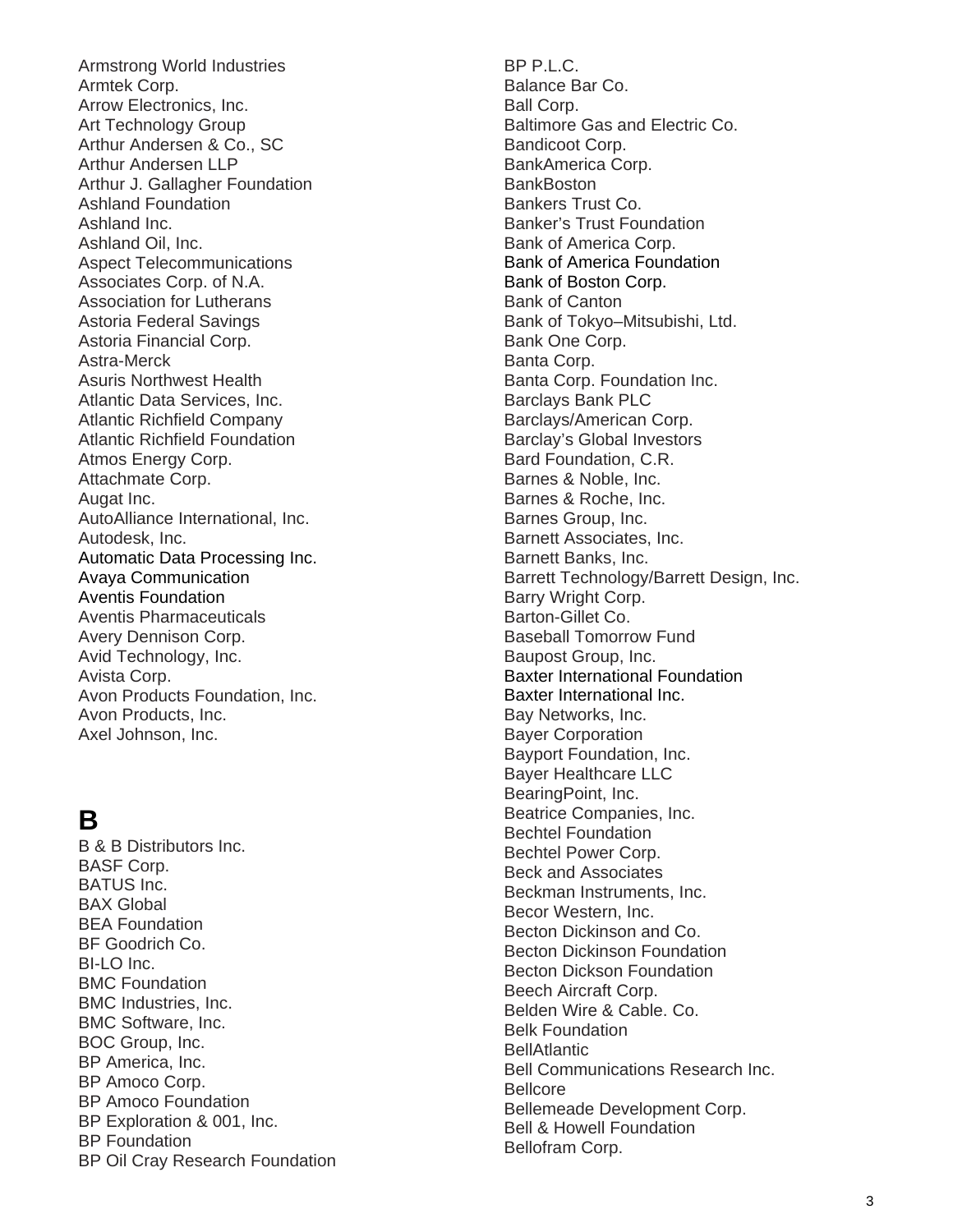Armstrong World Industries
Armtek Corp.
Arrow Electronics, Inc.
Art Technology Group
Arthur Andersen & Co., SC
Arthur Andersen LLP
Arthur J. Gallagher Foundation
Ashland Foundation
Ashland Inc.
Ashland Oil, Inc.
Aspect Telecommunications
Associates Corp. of N.A.
Association for Lutherans
Astoria Federal Savings
Astoria Financial Corp.
Astra-Merck
Asuris Northwest Health
Atlantic Data Services, Inc.
Atlantic Richfield Company
Atlantic Richfield Foundation
Atmos Energy Corp.
Attachmate Corp.
Augat Inc.
AutoAlliance International, Inc.
Autodesk, Inc.
Automatic Data Processing Inc.
Avaya Communication
Aventis Foundation
Aventis Pharmaceuticals
Avery Dennison Corp.
Avid Technology, Inc.
Avista Corp.
Avon Products Foundation, Inc.
Avon Products, Inc.
Axel Johnson, Inc.

## B

B & B Distributors Inc.
BASF Corp.
BATUS Inc.
BAX Global
BEA Foundation
BF Goodrich Co.
BI-LO Inc.
BMC Foundation
BMC Industries, Inc.
BMC Software, Inc.
BOC Group, Inc.
BP America, Inc.
BP Amoco Corp.
BP Amoco Foundation
BP Exploration & 001, Inc.
BP Foundation
BP Oil Cray Research Foundation
BP P.L.C.
Balance Bar Co.
Ball Corp.
Baltimore Gas and Electric Co.
Bandicoot Corp.
BankAmerica Corp.
BankBoston
Bankers Trust Co.
Banker's Trust Foundation
Bank of America Corp.
Bank of America Foundation
Bank of Boston Corp.
Bank of Canton
Bank of Tokyo–Mitsubishi, Ltd.
Bank One Corp.
Banta Corp.
Banta Corp. Foundation Inc.
Barclays Bank PLC
Barclays/American Corp.
Barclay's Global Investors
Bard Foundation, C.R.
Barnes & Noble, Inc.
Barnes & Roche, Inc.
Barnes Group, Inc.
Barnett Associates, Inc.
Barnett Banks, Inc.
Barrett Technology/Barrett Design, Inc.
Barry Wright Corp.
Barton-Gillet Co.
Baseball Tomorrow Fund
Baupost Group, Inc.
Baxter International Foundation
Baxter International Inc.
Bay Networks, Inc.
Bayer Corporation
Bayport Foundation, Inc.
Bayer Healthcare LLC
BearingPoint, Inc.
Beatrice Companies, Inc.
Bechtel Foundation
Bechtel Power Corp.
Beck and Associates
Beckman Instruments, Inc.
Becor Western, Inc.
Becton Dickinson and Co.
Becton Dickinson Foundation
Becton Dickson Foundation
Beech Aircraft Corp.
Belden Wire & Cable. Co.
Belk Foundation
BellAtlantic
Bell Communications Research Inc.
Bellcore
Bellemeade Development Corp.
Bell & Howell Foundation
Bellofram Corp.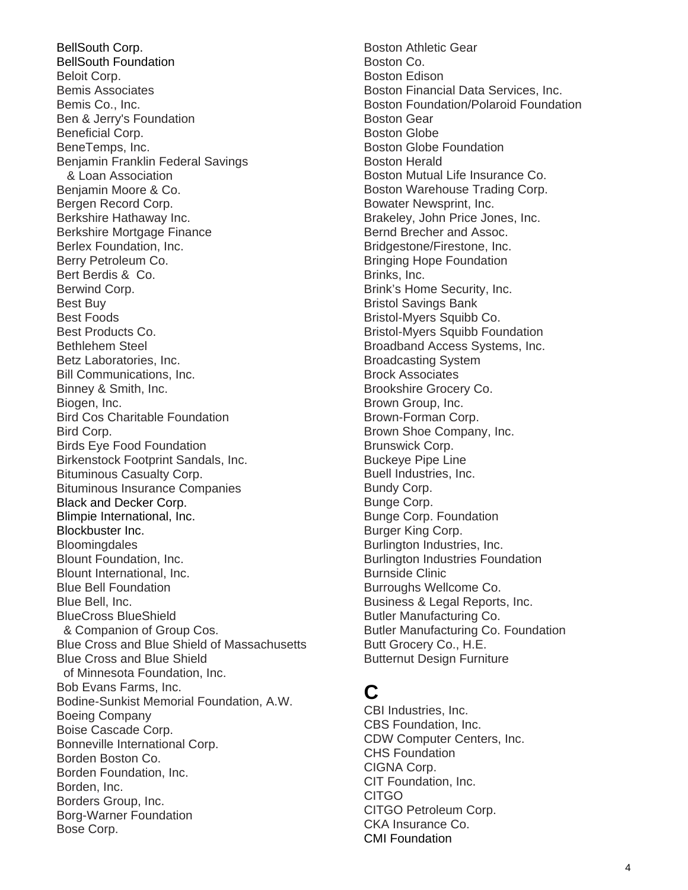BellSouth Corp.
BellSouth Foundation
Beloit Corp.
Bemis Associates
Bemis Co., Inc.
Ben & Jerry's Foundation
Beneficial Corp.
BeneTemps, Inc.
Benjamin Franklin Federal Savings
  & Loan Association
Benjamin Moore & Co.
Bergen Record Corp.
Berkshire Hathaway Inc.
Berkshire Mortgage Finance
Berlex Foundation, Inc.
Berry Petroleum Co.
Bert Berdis & Co.
Berwind Corp.
Best Buy
Best Foods
Best Products Co.
Bethlehem Steel
Betz Laboratories, Inc.
Bill Communications, Inc.
Binney & Smith, Inc.
Biogen, Inc.
Bird Cos Charitable Foundation
Bird Corp.
Birds Eye Food Foundation
Birkenstock Footprint Sandals, Inc.
Bituminous Casualty Corp.
Bituminous Insurance Companies
Black and Decker Corp.
Blimpie International, Inc.
Blockbuster Inc.
Bloomingdales
Blount Foundation, Inc.
Blount International, Inc.
Blue Bell Foundation
Blue Bell, Inc.
BlueCross BlueShield
  & Companion of Group Cos.
Blue Cross and Blue Shield of Massachusetts
Blue Cross and Blue Shield
  of Minnesota Foundation, Inc.
Bob Evans Farms, Inc.
Bodine-Sunkist Memorial Foundation, A.W.
Boeing Company
Boise Cascade Corp.
Bonneville International Corp.
Borden Boston Co.
Borden Foundation, Inc.
Borden, Inc.
Borders Group, Inc.
Borg-Warner Foundation
Bose Corp.
Boston Athletic Gear
Boston Co.
Boston Edison
Boston Financial Data Services, Inc.
Boston Foundation/Polaroid Foundation
Boston Gear
Boston Globe
Boston Globe Foundation
Boston Herald
Boston Mutual Life Insurance Co.
Boston Warehouse Trading Corp.
Bowater Newsprint, Inc.
Brakeley, John Price Jones, Inc.
Bernd Brecher and Assoc.
Bridgestone/Firestone, Inc.
Bringing Hope Foundation
Brinks, Inc.
Brink's Home Security, Inc.
Bristol Savings Bank
Bristol-Myers Squibb Co.
Bristol-Myers Squibb Foundation
Broadband Access Systems, Inc.
Broadcasting System
Brock Associates
Brookshire Grocery Co.
Brown Group, Inc.
Brown-Forman Corp.
Brown Shoe Company, Inc.
Brunswick Corp.
Buckeye Pipe Line
Buell Industries, Inc.
Bundy Corp.
Bunge Corp.
Bunge Corp. Foundation
Burger King Corp.
Burlington Industries, Inc.
Burlington Industries Foundation
Burnside Clinic
Burroughs Wellcome Co.
Business & Legal Reports, Inc.
Butler Manufacturing Co.
Butler Manufacturing Co. Foundation
Butt Grocery Co., H.E.
Butternut Design Furniture

# C

CBI Industries, Inc.
CBS Foundation, Inc.
CDW Computer Centers, Inc.
CHS Foundation
CIGNA Corp.
CIT Foundation, Inc.
CITGO
CITGO Petroleum Corp.
CKA Insurance Co.
CMI Foundation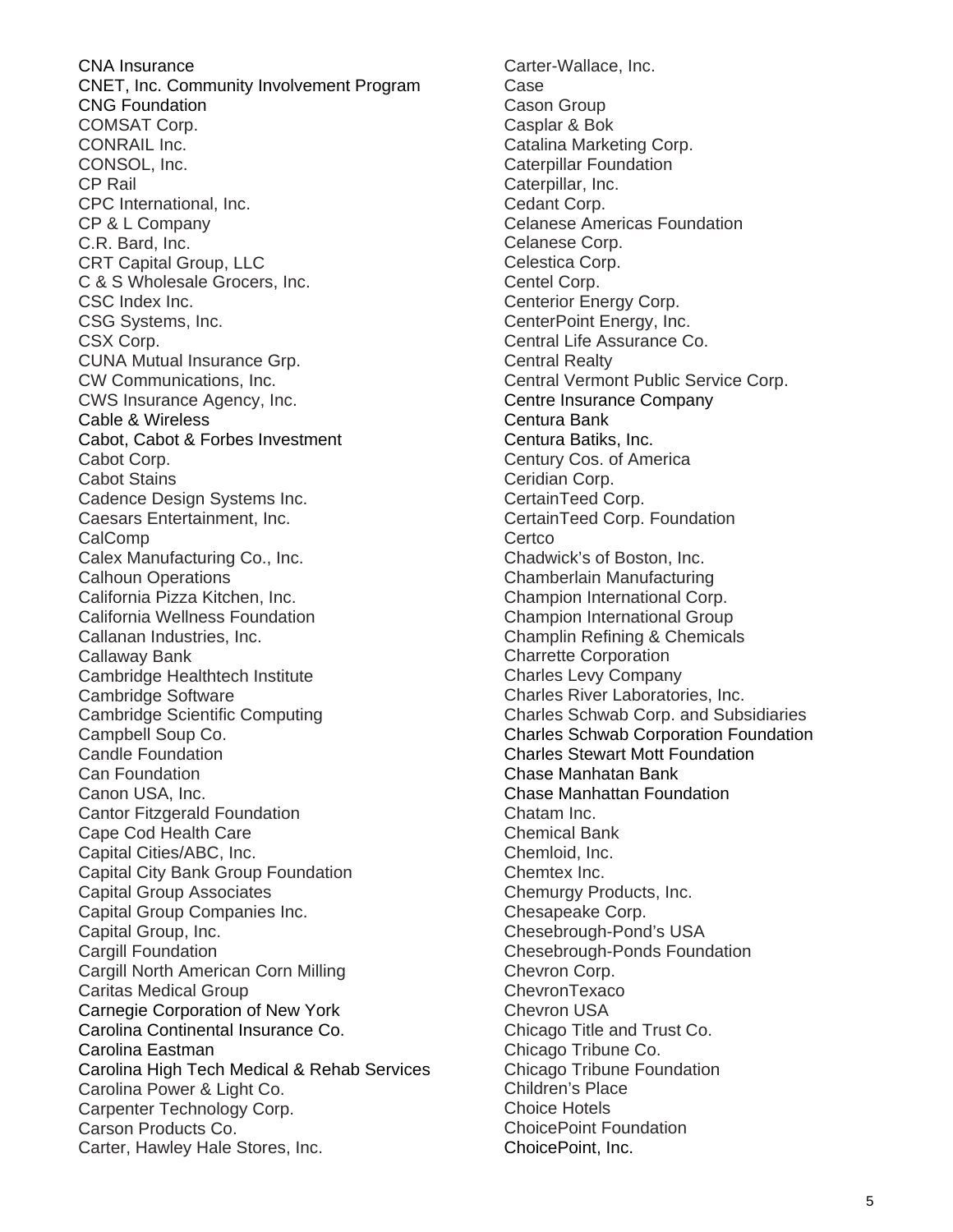CNA Insurance
CNET, Inc. Community Involvement Program
CNG Foundation
COMSAT Corp.
CONRAIL Inc.
CONSOL, Inc.
CP Rail
CPC International, Inc.
CP & L Company
C.R. Bard, Inc.
CRT Capital Group, LLC
C & S Wholesale Grocers, Inc.
CSC Index Inc.
CSG Systems, Inc.
CSX Corp.
CUNA Mutual Insurance Grp.
CW Communications, Inc.
CWS Insurance Agency, Inc.
Cable & Wireless
Cabot, Cabot & Forbes Investment
Cabot Corp.
Cabot Stains
Cadence Design Systems Inc.
Caesars Entertainment, Inc.
CalComp
Calex Manufacturing Co., Inc.
Calhoun Operations
California Pizza Kitchen, Inc.
California Wellness Foundation
Callanan Industries, Inc.
Callaway Bank
Cambridge Healthtech Institute
Cambridge Software
Cambridge Scientific Computing
Campbell Soup Co.
Candle Foundation
Can Foundation
Canon USA, Inc.
Cantor Fitzgerald Foundation
Cape Cod Health Care
Capital Cities/ABC, Inc.
Capital City Bank Group Foundation
Capital Group Associates
Capital Group Companies Inc.
Capital Group, Inc.
Cargill Foundation
Cargill North American Corn Milling
Caritas Medical Group
Carnegie Corporation of New York
Carolina Continental Insurance Co.
Carolina Eastman
Carolina High Tech Medical & Rehab Services
Carolina Power & Light Co.
Carpenter Technology Corp.
Carson Products Co.
Carter, Hawley Hale Stores, Inc.
Carter-Wallace, Inc.
Case
Cason Group
Casplar & Bok
Catalina Marketing Corp.
Caterpillar Foundation
Caterpillar, Inc.
Cedant Corp.
Celanese Americas Foundation
Celanese Corp.
Celestica Corp.
Centel Corp.
Centerior Energy Corp.
CenterPoint Energy, Inc.
Central Life Assurance Co.
Central Realty
Central Vermont Public Service Corp.
Centre Insurance Company
Centura Bank
Centura Batiks, Inc.
Century Cos. of America
Ceridian Corp.
CertainTeed Corp.
CertainTeed Corp. Foundation
Certco
Chadwick's of Boston, Inc.
Chamberlain Manufacturing
Champion International Corp.
Champion International Group
Champlin Refining & Chemicals
Charrette Corporation
Charles Levy Company
Charles River Laboratories, Inc.
Charles Schwab Corp. and Subsidiaries
Charles Schwab Corporation Foundation
Charles Stewart Mott Foundation
Chase Manhatan Bank
Chase Manhattan Foundation
Chatam Inc.
Chemical Bank
Chemloid, Inc.
Chemtex Inc.
Chemurgy Products, Inc.
Chesapeake Corp.
Chesebrough-Pond's USA
Chesebrough-Ponds Foundation
Chevron Corp.
ChevronTexaco
Chevron USA
Chicago Title and Trust Co.
Chicago Tribune Co.
Chicago Tribune Foundation
Children's Place
Choice Hotels
ChoicePoint Foundation
ChoicePoint, Inc.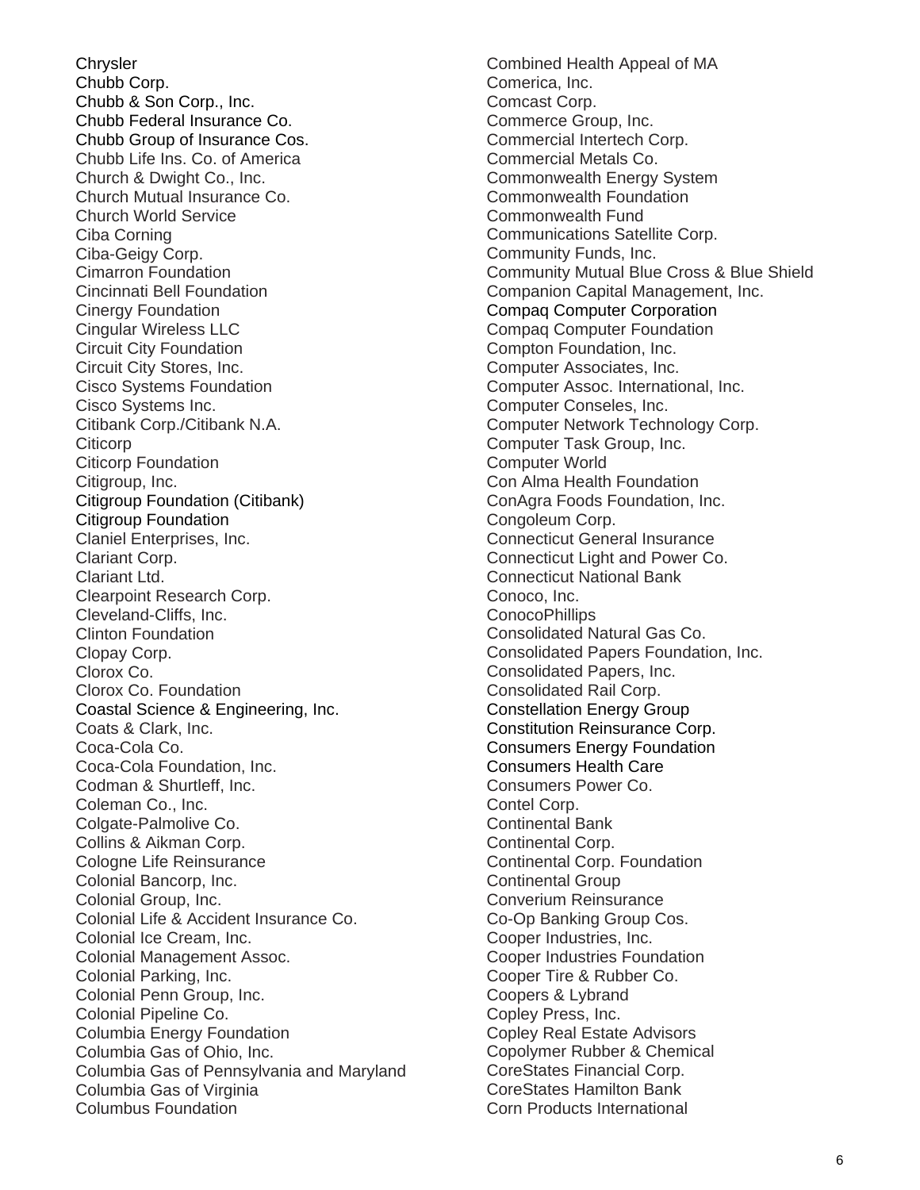Chrysler
Chubb Corp.
Chubb & Son Corp., Inc.
Chubb Federal Insurance Co.
Chubb Group of Insurance Cos.
Chubb Life Ins. Co. of America
Church & Dwight Co., Inc.
Church Mutual Insurance Co.
Church World Service
Ciba Corning
Ciba-Geigy Corp.
Cimarron Foundation
Cincinnati Bell Foundation
Cinergy Foundation
Cingular Wireless LLC
Circuit City Foundation
Circuit City Stores, Inc.
Cisco Systems Foundation
Cisco Systems Inc.
Citibank Corp./Citibank N.A.
Citicorp
Citicorp Foundation
Citigroup, Inc.
Citigroup Foundation (Citibank)
Citigroup Foundation
Claniel Enterprises, Inc.
Clariant Corp.
Clariant Ltd.
Clearpoint Research Corp.
Cleveland-Cliffs, Inc.
Clinton Foundation
Clopay Corp.
Clorox Co.
Clorox Co. Foundation
Coastal Science & Engineering, Inc.
Coats & Clark, Inc.
Coca-Cola Co.
Coca-Cola Foundation, Inc.
Codman & Shurtleff, Inc.
Coleman Co., Inc.
Colgate-Palmolive Co.
Collins & Aikman Corp.
Cologne Life Reinsurance
Colonial Bancorp, Inc.
Colonial Group, Inc.
Colonial Life & Accident Insurance Co.
Colonial Ice Cream, Inc.
Colonial Management Assoc.
Colonial Parking, Inc.
Colonial Penn Group, Inc.
Colonial Pipeline Co.
Columbia Energy Foundation
Columbia Gas of Ohio, Inc.
Columbia Gas of Pennsylvania and Maryland
Columbia Gas of Virginia
Columbus Foundation
Combined Health Appeal of MA
Comerica, Inc.
Comcast Corp.
Commerce Group, Inc.
Commercial Intertech Corp.
Commercial Metals Co.
Commonwealth Energy System
Commonwealth Foundation
Commonwealth Fund
Communications Satellite Corp.
Community Funds, Inc.
Community Mutual Blue Cross & Blue Shield
Companion Capital Management, Inc.
Compaq Computer Corporation
Compaq Computer Foundation
Compton Foundation, Inc.
Computer Associates, Inc.
Computer Assoc. International, Inc.
Computer Conseles, Inc.
Computer Network Technology Corp.
Computer Task Group, Inc.
Computer World
Con Alma Health Foundation
ConAgra Foods Foundation, Inc.
Congoleum Corp.
Connecticut General Insurance
Connecticut Light and Power Co.
Connecticut National Bank
Conoco, Inc.
ConocoPhillips
Consolidated Natural Gas Co.
Consolidated Papers Foundation, Inc.
Consolidated Papers, Inc.
Consolidated Rail Corp.
Constellation Energy Group
Constitution Reinsurance Corp.
Consumers Energy Foundation
Consumers Health Care
Consumers Power Co.
Contel Corp.
Continental Bank
Continental Corp.
Continental Corp. Foundation
Continental Group
Converium Reinsurance
Co-Op Banking Group Cos.
Cooper Industries, Inc.
Cooper Industries Foundation
Cooper Tire & Rubber Co.
Coopers & Lybrand
Copley Press, Inc.
Copley Real Estate Advisors
Copolymer Rubber & Chemical
CoreStates Financial Corp.
CoreStates Hamilton Bank
Corn Products International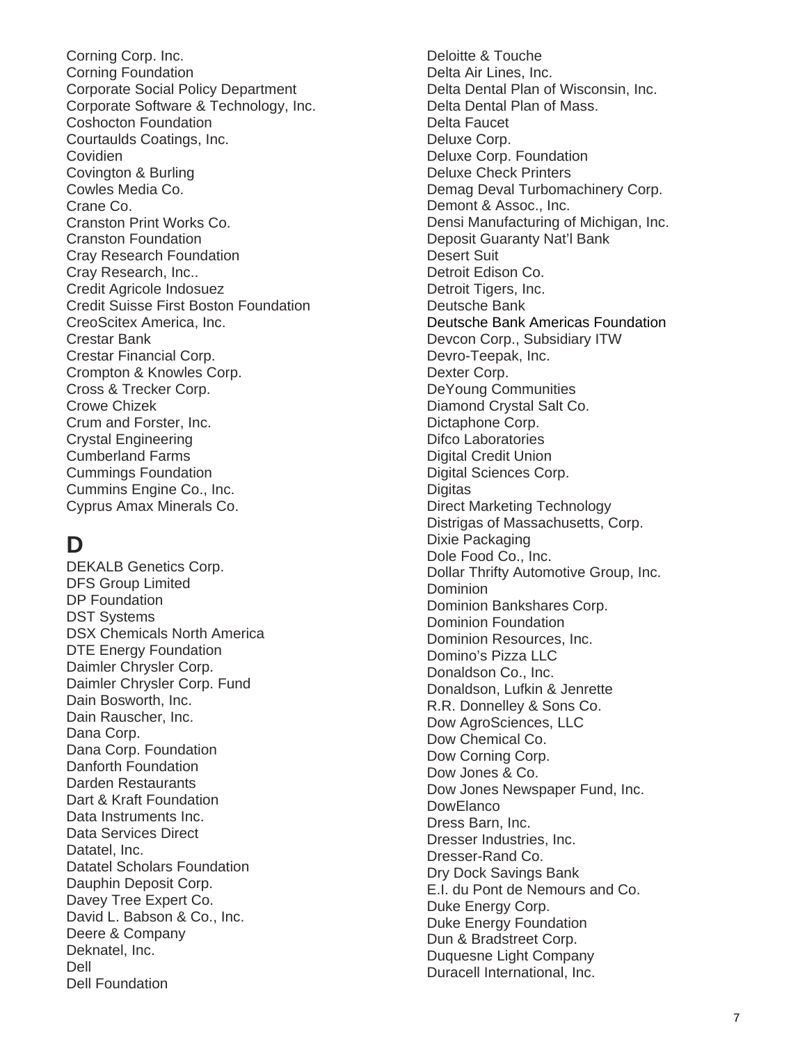Corning Corp. Inc.
Corning Foundation
Corporate Social Policy Department
Corporate Software & Technology, Inc.
Coshocton Foundation
Courtaulds Coatings, Inc.
Covidien
Covington & Burling
Cowles Media Co.
Crane Co.
Cranston Print Works Co.
Cranston Foundation
Cray Research Foundation
Cray Research, Inc..
Credit Agricole Indosuez
Credit Suisse First Boston Foundation
CreoScitex America, Inc.
Crestar Bank
Crestar Financial Corp.
Crompton & Knowles Corp.
Cross & Trecker Corp.
Crowe Chizek
Crum and Forster, Inc.
Crystal Engineering
Cumberland Farms
Cummings Foundation
Cummins Engine Co., Inc.
Cyprus Amax Minerals Co.

# D

DEKALB Genetics Corp.
DFS Group Limited
DP Foundation
DST Systems
DSX Chemicals North America
DTE Energy Foundation
Daimler Chrysler Corp.
Daimler Chrysler Corp. Fund
Dain Bosworth, Inc.
Dain Rauscher, Inc.
Dana Corp.
Dana Corp. Foundation
Danforth Foundation
Darden Restaurants
Dart & Kraft Foundation
Data Instruments Inc.
Data Services Direct
Datatel, Inc.
Datatel Scholars Foundation
Dauphin Deposit Corp.
Davey Tree Expert Co.
David L. Babson & Co., Inc.
Deere & Company
Deknatel, Inc.
Dell
Dell Foundation
Deloitte & Touche
Delta Air Lines, Inc.
Delta Dental Plan of Wisconsin, Inc.
Delta Dental Plan of Mass.
Delta Faucet
Deluxe Corp.
Deluxe Corp. Foundation
Deluxe Check Printers
Demag Deval Turbomachinery Corp.
Demont & Assoc., Inc.
Densi Manufacturing of Michigan, Inc.
Deposit Guaranty Nat'l Bank
Desert Suit
Detroit Edison Co.
Detroit Tigers, Inc.
Deutsche Bank
Deutsche Bank Americas Foundation
Devcon Corp., Subsidiary ITW
Devro-Teepak, Inc.
Dexter Corp.
DeYoung Communities
Diamond Crystal Salt Co.
Dictaphone Corp.
Difco Laboratories
Digital Credit Union
Digital Sciences Corp.
Digitas
Direct Marketing Technology
Distrigas of Massachusetts, Corp.
Dixie Packaging
Dole Food Co., Inc.
Dollar Thrifty Automotive Group, Inc.
Dominion
Dominion Bankshares Corp.
Dominion Foundation
Dominion Resources, Inc.
Domino's Pizza LLC
Donaldson Co., Inc.
Donaldson, Lufkin & Jenrette
R.R. Donnelley & Sons Co.
Dow AgroSciences, LLC
Dow Chemical Co.
Dow Corning Corp.
Dow Jones & Co.
Dow Jones Newspaper Fund, Inc.
DowElanco
Dress Barn, Inc.
Dresser Industries, Inc.
Dresser-Rand Co.
Dry Dock Savings Bank
E.I. du Pont de Nemours and Co.
Duke Energy Corp.
Duke Energy Foundation
Dun & Bradstreet Corp.
Duquesne Light Company
Duracell International, Inc.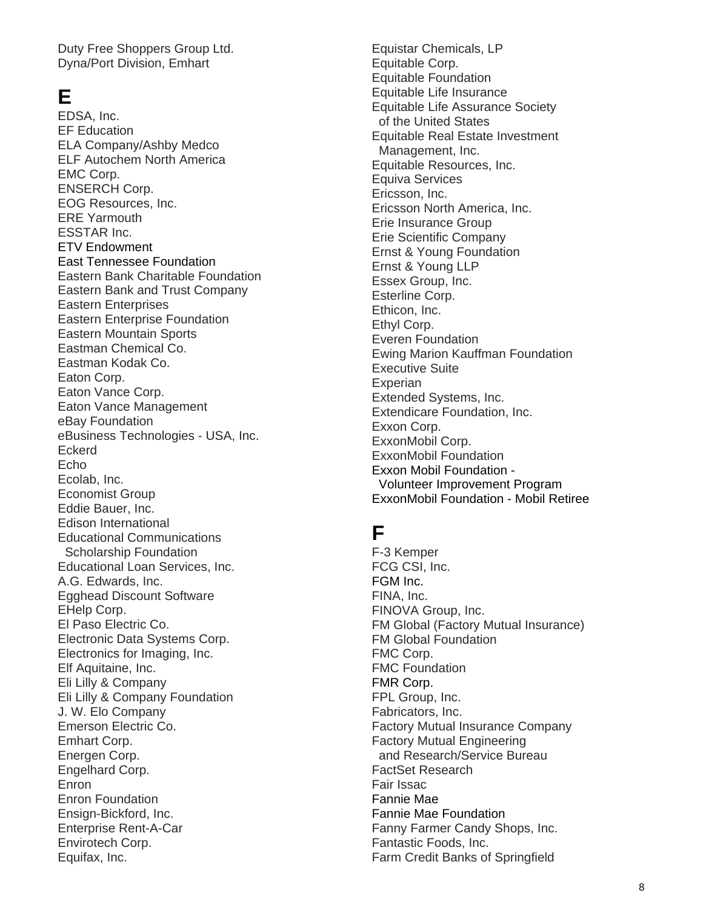Duty Free Shoppers Group Ltd.
Dyna/Port Division, Emhart

# E

EDSA, Inc.
EF Education
ELA Company/Ashby Medco
ELF Autochem North America
EMC Corp.
ENSERCH Corp.
EOG Resources, Inc.
ERE Yarmouth
ESSTAR Inc.
ETV Endowment
East Tennessee Foundation
Eastern Bank Charitable Foundation
Eastern Bank and Trust Company
Eastern Enterprises
Eastern Enterprise Foundation
Eastern Mountain Sports
Eastman Chemical Co.
Eastman Kodak Co.
Eaton Corp.
Eaton Vance Corp.
Eaton Vance Management
eBay Foundation
eBusiness Technologies - USA, Inc.
Eckerd
Echo
Ecolab, Inc.
Economist Group
Eddie Bauer, Inc.
Edison International
Educational Communications
  Scholarship Foundation
Educational Loan Services, Inc.
A.G. Edwards, Inc.
Egghead Discount Software
EHelp Corp.
El Paso Electric Co.
Electronic Data Systems Corp.
Electronics for Imaging, Inc.
Elf Aquitaine, Inc.
Eli Lilly & Company
Eli Lilly & Company Foundation
J. W. Elo Company
Emerson Electric Co.
Emhart Corp.
Energen Corp.
Engelhard Corp.
Enron
Enron Foundation
Ensign-Bickford, Inc.
Enterprise Rent-A-Car
Envirotech Corp.
Equifax, Inc.
Equistar Chemicals, LP
Equitable Corp.
Equitable Foundation
Equitable Life Insurance
Equitable Life Assurance Society
  of the United States
Equitable Real Estate Investment
  Management, Inc.
Equitable Resources, Inc.
Equiva Services
Ericsson, Inc.
Ericsson North America, Inc.
Erie Insurance Group
Erie Scientific Company
Ernst & Young Foundation
Ernst & Young LLP
Essex Group, Inc.
Esterline Corp.
Ethicon, Inc.
Ethyl Corp.
Everen Foundation
Ewing Marion Kauffman Foundation
Executive Suite
Experian
Extended Systems, Inc.
Extendicare Foundation, Inc.
Exxon Corp.
ExxonMobil Corp.
ExxonMobil Foundation
Exxon Mobil Foundation -
  Volunteer Improvement Program
ExxonMobil Foundation - Mobil Retiree

# F

F-3 Kemper
FCG CSI, Inc.
FGM Inc.
FINA, Inc.
FINOVA Group, Inc.
FM Global (Factory Mutual Insurance)
FM Global Foundation
FMC Corp.
FMC Foundation
FMR Corp.
FPL Group, Inc.
Fabricators, Inc.
Factory Mutual Insurance Company
Factory Mutual Engineering
  and Research/Service Bureau
FactSet Research
Fair Issac
Fannie Mae
Fannie Mae Foundation
Fanny Farmer Candy Shops, Inc.
Fantastic Foods, Inc.
Farm Credit Banks of Springfield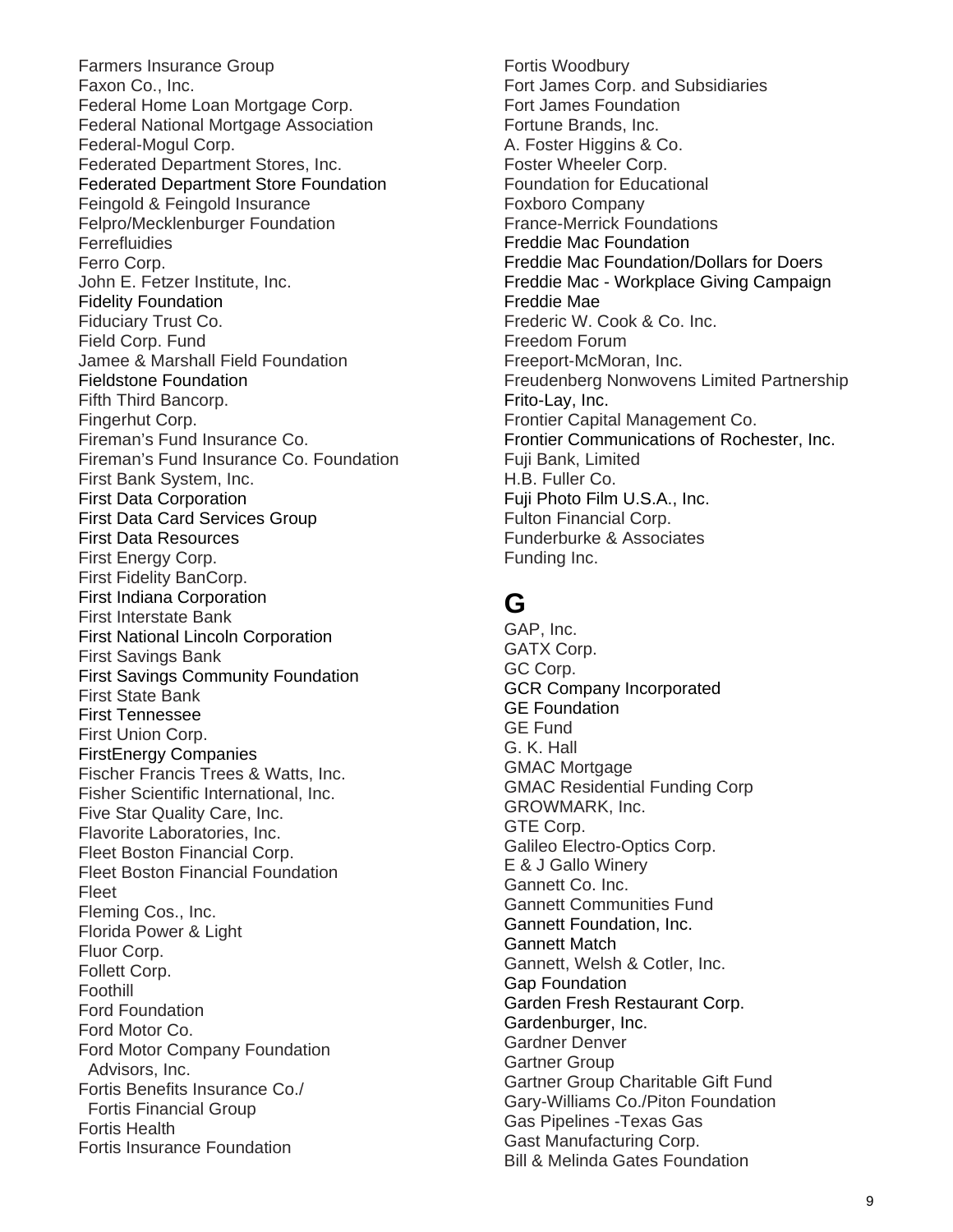Farmers Insurance Group
Faxon Co., Inc.
Federal Home Loan Mortgage Corp.
Federal National Mortgage Association
Federal-Mogul Corp.
Federated Department Stores, Inc.
Federated Department Store Foundation
Feingold & Feingold Insurance
Felpro/Mecklenburger Foundation
Ferrefluidies
Ferro Corp.
John E. Fetzer Institute, Inc.
Fidelity Foundation
Fiduciary Trust Co.
Field Corp. Fund
Jamee & Marshall Field Foundation
Fieldstone Foundation
Fifth Third Bancorp.
Fingerhut Corp.
Fireman's Fund Insurance Co.
Fireman's Fund Insurance Co. Foundation
First Bank System, Inc.
First Data Corporation
First Data Card Services Group
First Data Resources
First Energy Corp.
First Fidelity BanCorp.
First Indiana Corporation
First Interstate Bank
First National Lincoln Corporation
First Savings Bank
First Savings Community Foundation
First State Bank
First Tennessee
First Union Corp.
FirstEnergy Companies
Fischer Francis Trees & Watts, Inc.
Fisher Scientific International, Inc.
Five Star Quality Care, Inc.
Flavorite Laboratories, Inc.
Fleet Boston Financial Corp.
Fleet Boston Financial Foundation
Fleet
Fleming Cos., Inc.
Florida Power & Light
Fluor Corp.
Follett Corp.
Foothill
Ford Foundation
Ford Motor Co.
Ford Motor Company Foundation
  Advisors, Inc.
Fortis Benefits Insurance Co./
  Fortis Financial Group
Fortis Health
Fortis Insurance Foundation
Fortis Woodbury
Fort James Corp. and Subsidiaries
Fort James Foundation
Fortune Brands, Inc.
A. Foster Higgins & Co.
Foster Wheeler Corp.
Foundation for Educational
Foxboro Company
France-Merrick Foundations
Freddie Mac Foundation
Freddie Mac Foundation/Dollars for Doers
Freddie Mac - Workplace Giving Campaign
Freddie Mae
Frederic W. Cook & Co. Inc.
Freedom Forum
Freeport-McMoran, Inc.
Freudenberg Nonwovens Limited Partnership
Frito-Lay, Inc.
Frontier Capital Management Co.
Frontier Communications of Rochester, Inc.
Fuji Bank, Limited
H.B. Fuller Co.
Fuji Photo Film U.S.A., Inc.
Fulton Financial Corp.
Funderburke & Associates
Funding Inc.

## G

GAP, Inc.
GATX Corp.
GC Corp.
GCR Company Incorporated
GE Foundation
GE Fund
G. K. Hall
GMAC Mortgage
GMAC Residential Funding Corp
GROWMARK, Inc.
GTE Corp.
Galileo Electro-Optics Corp.
E & J Gallo Winery
Gannett Co. Inc.
Gannett Communities Fund
Gannett Foundation, Inc.
Gannett Match
Gannett, Welsh & Cotler, Inc.
Gap Foundation
Garden Fresh Restaurant Corp.
Gardenburger, Inc.
Gardner Denver
Gartner Group
Gartner Group Charitable Gift Fund
Gary-Williams Co./Piton Foundation
Gas Pipelines -Texas Gas
Gast Manufacturing Corp.
Bill & Melinda Gates Foundation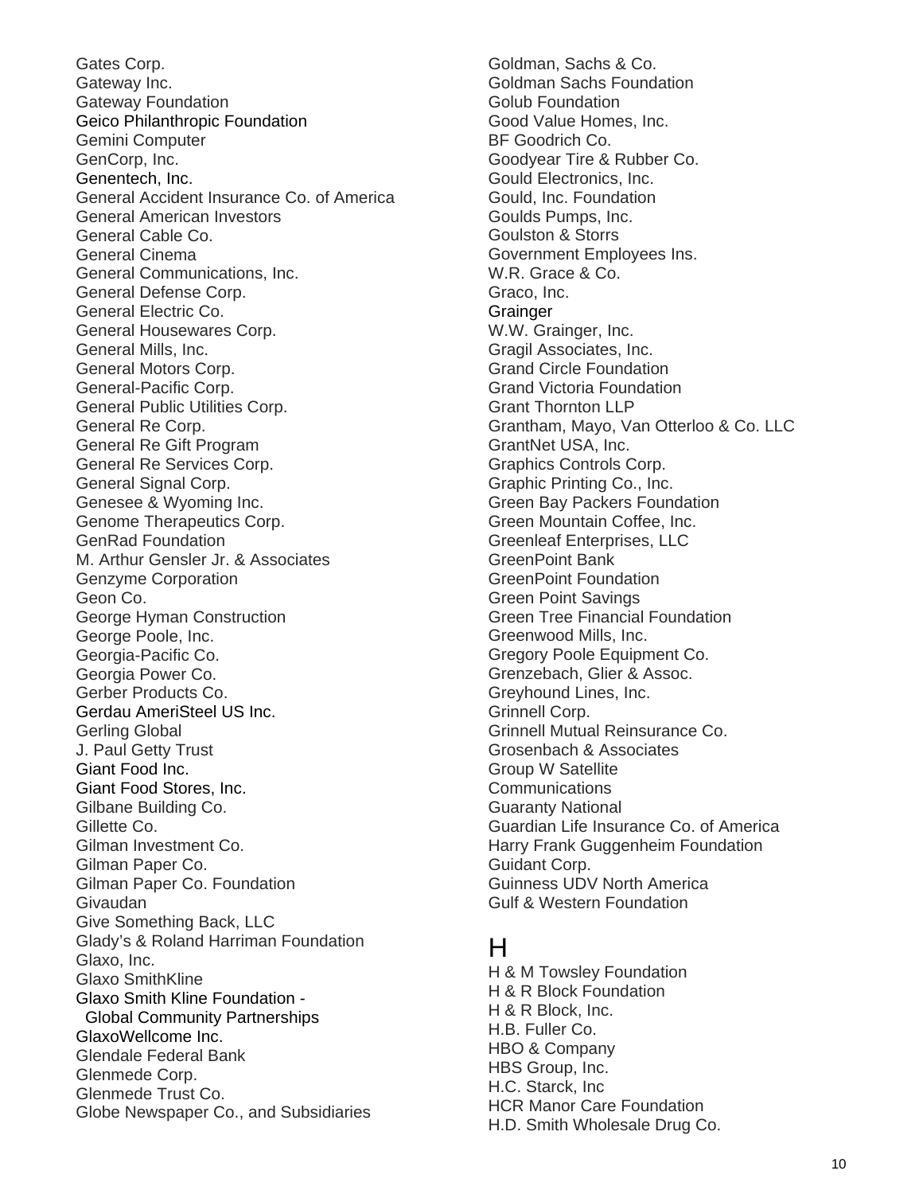Gates Corp.
Gateway Inc.
Gateway Foundation
Geico Philanthropic Foundation
Gemini Computer
GenCorp, Inc.
Genentech, Inc.
General Accident Insurance Co. of America
General American Investors
General Cable Co.
General Cinema
General Communications, Inc.
General Defense Corp.
General Electric Co.
General Housewares Corp.
General Mills, Inc.
General Motors Corp.
General-Pacific Corp.
General Public Utilities Corp.
General Re Corp.
General Re Gift Program
General Re Services Corp.
General Signal Corp.
Genesee & Wyoming Inc.
Genome Therapeutics Corp.
GenRad Foundation
M. Arthur Gensler Jr. & Associates
Genzyme Corporation
Geon Co.
George Hyman Construction
George Poole, Inc.
Georgia-Pacific Co.
Georgia Power Co.
Gerber Products Co.
Gerdau AmeriSteel US Inc.
Gerling Global
J. Paul Getty Trust
Giant Food Inc.
Giant Food Stores, Inc.
Gilbane Building Co.
Gillette Co.
Gilman Investment Co.
Gilman Paper Co.
Gilman Paper Co. Foundation
Givaudan
Give Something Back, LLC
Glady's & Roland Harriman Foundation
Glaxo, Inc.
Glaxo SmithKline
Glaxo Smith Kline Foundation - Global Community Partnerships
GlaxoWellcome Inc.
Glendale Federal Bank
Glenmede Corp.
Glenmede Trust Co.
Globe Newspaper Co., and Subsidiaries
Goldman, Sachs & Co.
Goldman Sachs Foundation
Golub Foundation
Good Value Homes, Inc.
BF Goodrich Co.
Goodyear Tire & Rubber Co.
Gould Electronics, Inc.
Gould, Inc. Foundation
Goulds Pumps, Inc.
Goulston & Storrs
Government Employees Ins.
W.R. Grace & Co.
Graco, Inc.
Grainger
W.W. Grainger, Inc.
Gragil Associates, Inc.
Grand Circle Foundation
Grand Victoria Foundation
Grant Thornton LLP
Grantham, Mayo, Van Otterloo & Co. LLC
GrantNet USA, Inc.
Graphics Controls Corp.
Graphic Printing Co., Inc.
Green Bay Packers Foundation
Green Mountain Coffee, Inc.
Greenleaf Enterprises, LLC
GreenPoint Bank
GreenPoint Foundation
Green Point Savings
Green Tree Financial Foundation
Greenwood Mills, Inc.
Gregory Poole Equipment Co.
Grenzebach, Glier & Assoc.
Greyhound Lines, Inc.
Grinnell Corp.
Grinnell Mutual Reinsurance Co.
Grosenbach & Associates
Group W Satellite Communications
Guaranty National
Guardian Life Insurance Co. of America
Harry Frank Guggenheim Foundation
Guidant Corp.
Guinness UDV North America
Gulf & Western Foundation

# H

H & M Towsley Foundation
H & R Block Foundation
H & R Block, Inc.
H.B. Fuller Co.
HBO & Company
HBS Group, Inc.
H.C. Starck, Inc
HCR Manor Care Foundation
H.D. Smith Wholesale Drug Co.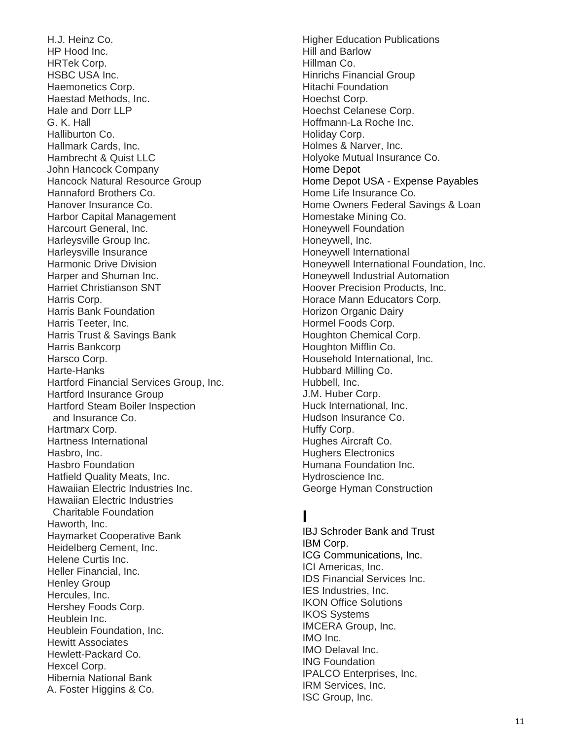H.J. Heinz Co.
HP Hood Inc.
HRTek Corp.
HSBC USA Inc.
Haemonetics Corp.
Haestad Methods, Inc.
Hale and Dorr LLP
G. K. Hall
Halliburton Co.
Hallmark Cards, Inc.
Hambrecht & Quist LLC
John Hancock Company
Hancock Natural Resource Group
Hannaford Brothers Co.
Hanover Insurance Co.
Harbor Capital Management
Harcourt General, Inc.
Harleysville Group Inc.
Harleysville Insurance
Harmonic Drive Division
Harper and Shuman Inc.
Harriet Christianson SNT
Harris Corp.
Harris Bank Foundation
Harris Teeter, Inc.
Harris Trust & Savings Bank
Harris Bankcorp
Harsco Corp.
Harte-Hanks
Hartford Financial Services Group, Inc.
Hartford Insurance Group
Hartford Steam Boiler Inspection
and Insurance Co.
Hartmarx Corp.
Hartness International
Hasbro, Inc.
Hasbro Foundation
Hatfield Quality Meats, Inc.
Hawaiian Electric Industries Inc.
Hawaiian Electric Industries
Charitable Foundation
Haworth, Inc.
Haymarket Cooperative Bank
Heidelberg Cement, Inc.
Helene Curtis Inc.
Heller Financial, Inc.
Henley Group
Hercules, Inc.
Hershey Foods Corp.
Heublein Inc.
Heublein Foundation, Inc.
Hewitt Associates
Hewlett-Packard Co.
Hexcel Corp.
Hibernia National Bank
A. Foster Higgins & Co.
Higher Education Publications
Hill and Barlow
Hillman Co.
Hinrichs Financial Group
Hitachi Foundation
Hoechst Corp.
Hoechst Celanese Corp.
Hoffmann-La Roche Inc.
Holiday Corp.
Holmes & Narver, Inc.
Holyoke Mutual Insurance Co.
Home Depot
Home Depot USA - Expense Payables
Home Life Insurance Co.
Home Owners Federal Savings & Loan
Homestake Mining Co.
Honeywell Foundation
Honeywell, Inc.
Honeywell International
Honeywell International Foundation, Inc.
Honeywell Industrial Automation
Hoover Precision Products, Inc.
Horace Mann Educators Corp.
Horizon Organic Dairy
Hormel Foods Corp.
Houghton Chemical Corp.
Houghton Mifflin Co.
Household International, Inc.
Hubbard Milling Co.
Hubbell, Inc.
J.M. Huber Corp.
Huck International, Inc.
Hudson Insurance Co.
Huffy Corp.
Hughes Aircraft Co.
Hughers Electronics
Humana Foundation Inc.
Hydroscience Inc.
George Hyman Construction

# I

IBJ Schroder Bank and Trust
IBM Corp.
ICG Communications, Inc.
ICI Americas, Inc.
IDS Financial Services Inc.
IES Industries, Inc.
IKON Office Solutions
IKOS Systems
IMCERA Group, Inc.
IMO Inc.
IMO Delaval Inc.
ING Foundation
IPALCO Enterprises, Inc.
IRM Services, Inc.
ISC Group, Inc.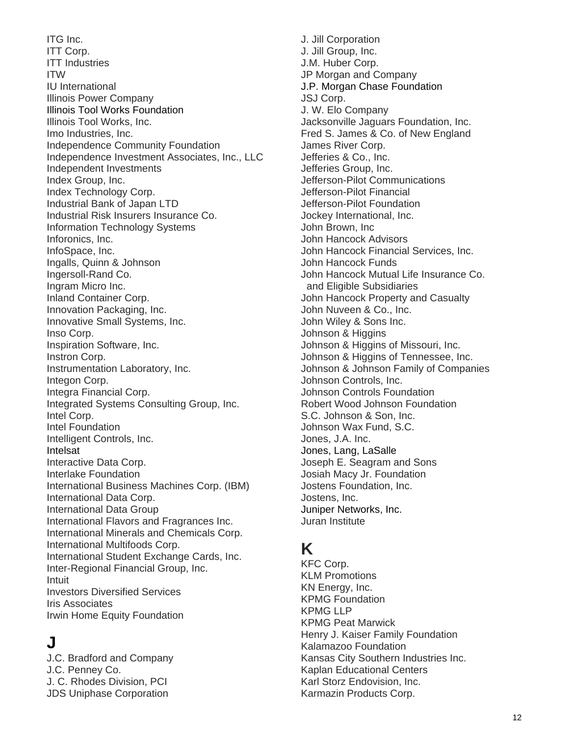ITG Inc.
ITT Corp.
ITT Industries
ITW
IU International
Illinois Power Company
Illinois Tool Works Foundation
Illinois Tool Works, Inc.
Imo Industries, Inc.
Independence Community Foundation
Independence Investment Associates, Inc., LLC
Independent Investments
Index Group, Inc.
Index Technology Corp.
Industrial Bank of Japan LTD
Industrial Risk Insurers Insurance Co.
Information Technology Systems
Inforonics, Inc.
InfoSpace, Inc.
Ingalls, Quinn & Johnson
Ingersoll-Rand Co.
Ingram Micro Inc.
Inland Container Corp.
Innovation Packaging, Inc.
Innovative Small Systems, Inc.
Inso Corp.
Inspiration Software, Inc.
Instron Corp.
Instrumentation Laboratory, Inc.
Integon Corp.
Integra Financial Corp.
Integrated Systems Consulting Group, Inc.
Intel Corp.
Intel Foundation
Intelligent Controls, Inc.
Intelsat
Interactive Data Corp.
Interlake Foundation
International Business Machines Corp. (IBM)
International Data Corp.
International Data Group
International Flavors and Fragrances Inc.
International Minerals and Chemicals Corp.
International Multifoods Corp.
International Student Exchange Cards, Inc.
Inter-Regional Financial Group, Inc.
Intuit
Investors Diversified Services
Iris Associates
Irwin Home Equity Foundation

# J

J.C. Bradford and Company
J.C. Penney Co.
J. C. Rhodes Division, PCI
JDS Uniphase Corporation
J. Jill Corporation
J. Jill Group, Inc.
J.M. Huber Corp.
JP Morgan and Company
J.P. Morgan Chase Foundation
JSJ Corp.
J. W. Elo Company
Jacksonville Jaguars Foundation, Inc.
Fred S. James & Co. of New England
James River Corp.
Jefferies & Co., Inc.
Jefferies Group, Inc.
Jefferson-Pilot Communications
Jefferson-Pilot Financial
Jefferson-Pilot Foundation
Jockey International, Inc.
John Brown, Inc
John Hancock Advisors
John Hancock Financial Services, Inc.
John Hancock Funds
John Hancock Mutual Life Insurance Co. and Eligible Subsidiaries
John Hancock Property and Casualty
John Nuveen & Co., Inc.
John Wiley & Sons Inc.
Johnson & Higgins
Johnson & Higgins of Missouri, Inc.
Johnson & Higgins of Tennessee, Inc.
Johnson & Johnson Family of Companies
Johnson Controls, Inc.
Johnson Controls Foundation
Robert Wood Johnson Foundation
S.C. Johnson & Son, Inc.
Johnson Wax Fund, S.C.
Jones, J.A. Inc.
Jones, Lang, LaSalle
Joseph E. Seagram and Sons
Josiah Macy Jr. Foundation
Jostens Foundation, Inc.
Jostens, Inc.
Juniper Networks, Inc.
Juran Institute

# K

KFC Corp.
KLM Promotions
KN Energy, Inc.
KPMG Foundation
KPMG LLP
KPMG Peat Marwick
Henry J. Kaiser Family Foundation
Kalamazoo Foundation
Kansas City Southern Industries Inc.
Kaplan Educational Centers
Karl Storz Endovision, Inc.
Karmazin Products Corp.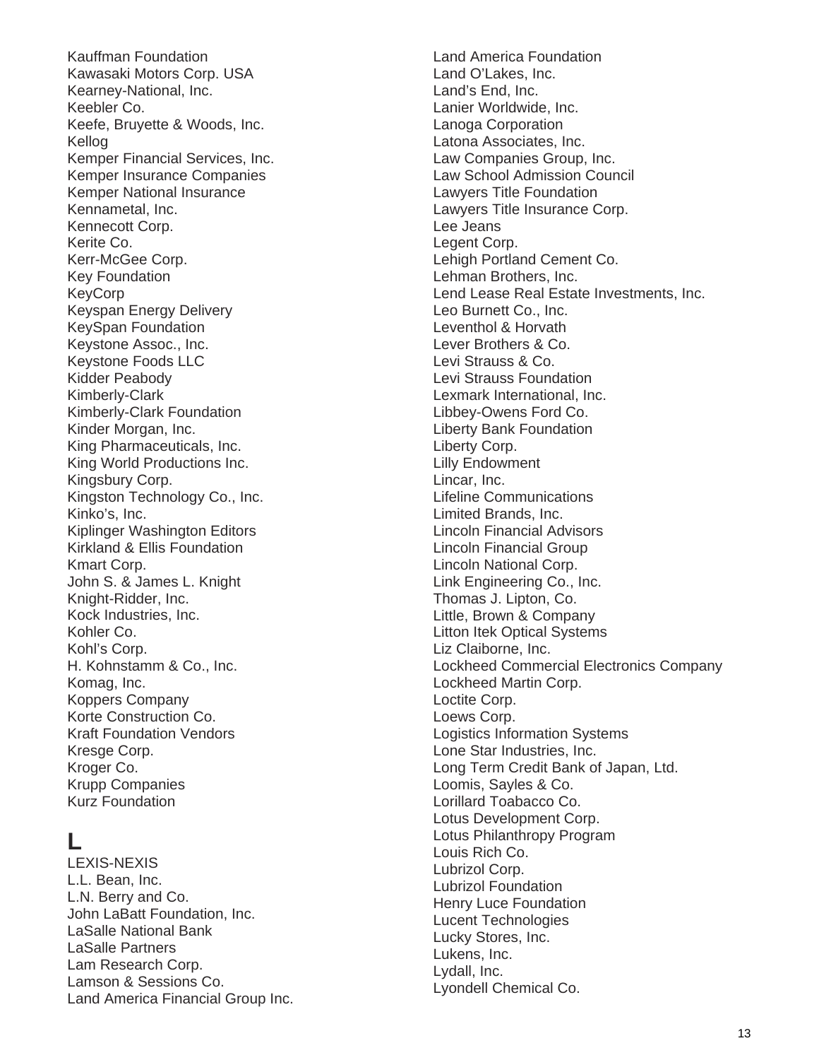Kauffman Foundation
Kawasaki Motors Corp. USA
Kearney-National, Inc.
Keebler Co.
Keefe, Bruyette & Woods, Inc.
Kellog
Kemper Financial Services, Inc.
Kemper Insurance Companies
Kemper National Insurance
Kennametal, Inc.
Kennecott Corp.
Kerite Co.
Kerr-McGee Corp.
Key Foundation
KeyCorp
Keyspan Energy Delivery
KeySpan Foundation
Keystone Assoc., Inc.
Keystone Foods LLC
Kidder Peabody
Kimberly-Clark
Kimberly-Clark Foundation
Kinder Morgan, Inc.
King Pharmaceuticals, Inc.
King World Productions Inc.
Kingsbury Corp.
Kingston Technology Co., Inc.
Kinko's, Inc.
Kiplinger Washington Editors
Kirkland & Ellis Foundation
Kmart Corp.
John S. & James L. Knight
Knight-Ridder, Inc.
Kock Industries, Inc.
Kohler Co.
Kohl's Corp.
H. Kohnstamm & Co., Inc.
Komag, Inc.
Koppers Company
Korte Construction Co.
Kraft Foundation Vendors
Kresge Corp.
Kroger Co.
Krupp Companies
Kurz Foundation

# L

LEXIS-NEXIS
L.L. Bean, Inc.
L.N. Berry and Co.
John LaBatt Foundation, Inc.
LaSalle National Bank
LaSalle Partners
Lam Research Corp.
Lamson & Sessions Co.
Land America Financial Group Inc.
Land America Foundation
Land O'Lakes, Inc.
Land's End, Inc.
Lanier Worldwide, Inc.
Lanoga Corporation
Latona Associates, Inc.
Law Companies Group, Inc.
Law School Admission Council
Lawyers Title Foundation
Lawyers Title Insurance Corp.
Lee Jeans
Legent Corp.
Lehigh Portland Cement Co.
Lehman Brothers, Inc.
Lend Lease Real Estate Investments, Inc.
Leo Burnett Co., Inc.
Leventhol & Horvath
Lever Brothers & Co.
Levi Strauss & Co.
Levi Strauss Foundation
Lexmark International, Inc.
Libbey-Owens Ford Co.
Liberty Bank Foundation
Liberty Corp.
Lilly Endowment
Lincar, Inc.
Lifeline Communications
Limited Brands, Inc.
Lincoln Financial Advisors
Lincoln Financial Group
Lincoln National Corp.
Link Engineering Co., Inc.
Thomas J. Lipton, Co.
Little, Brown & Company
Litton Itek Optical Systems
Liz Claiborne, Inc.
Lockheed Commercial Electronics Company
Lockheed Martin Corp.
Loctite Corp.
Loews Corp.
Logistics Information Systems
Lone Star Industries, Inc.
Long Term Credit Bank of Japan, Ltd.
Loomis, Sayles & Co.
Lorillard Toabacco Co.
Lotus Development Corp.
Lotus Philanthropy Program
Louis Rich Co.
Lubrizol Corp.
Lubrizol Foundation
Henry Luce Foundation
Lucent Technologies
Lucky Stores, Inc.
Lukens, Inc.
Lydall, Inc.
Lyondell Chemical Co.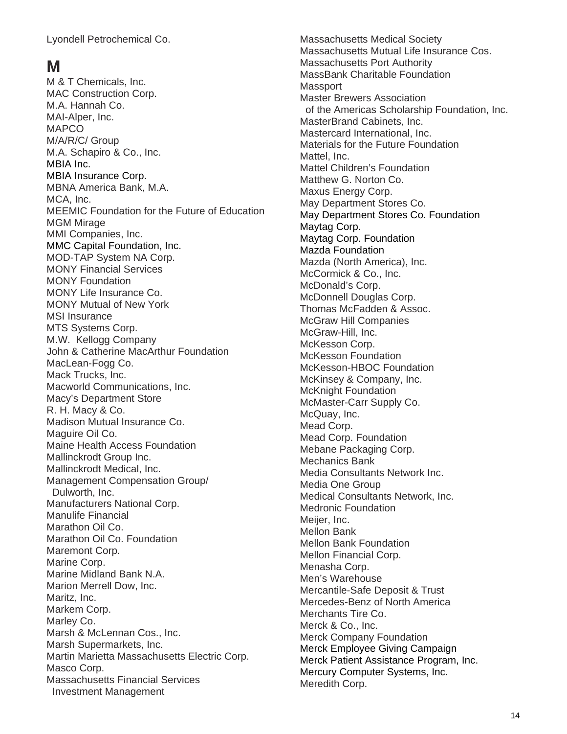Lyondell Petrochemical Co.

## M

M & T Chemicals, Inc.
MAC Construction Corp.
M.A. Hannah Co.
MAI-Alper, Inc.
MAPCO
M/A/R/C/ Group
M.A. Schapiro & Co., Inc.
MBIA Inc.
MBIA Insurance Corp.
MBNA America Bank, M.A.
MCA, Inc.
MEEMIC Foundation for the Future of Education
MGM Mirage
MMI Companies, Inc.
MMC Capital Foundation, Inc.
MOD-TAP System NA Corp.
MONY Financial Services
MONY Foundation
MONY Life Insurance Co.
MONY Mutual of New York
MSI Insurance
MTS Systems Corp.
M.W. Kellogg Company
John & Catherine MacArthur Foundation
MacLean-Fogg Co.
Mack Trucks, Inc.
Macworld Communications, Inc.
Macy's Department Store
R. H. Macy & Co.
Madison Mutual Insurance Co.
Maguire Oil Co.
Maine Health Access Foundation
Mallinckrodt Group Inc.
Mallinckrodt Medical, Inc.
Management Compensation Group/ Dulworth, Inc.
Manufacturers National Corp.
Manulife Financial
Marathon Oil Co.
Marathon Oil Co. Foundation
Maremont Corp.
Marine Corp.
Marine Midland Bank N.A.
Marion Merrell Dow, Inc.
Maritz, Inc.
Markem Corp.
Marley Co.
Marsh & McLennan Cos., Inc.
Marsh Supermarkets, Inc.
Martin Marietta Massachusetts Electric Corp.
Masco Corp.
Massachusetts Financial Services Investment Management
Massachusetts Medical Society
Massachusetts Mutual Life Insurance Cos.
Massachusetts Port Authority
MassBank Charitable Foundation
Massport
Master Brewers Association of the Americas Scholarship Foundation, Inc.
MasterBrand Cabinets, Inc.
Mastercard International, Inc.
Materials for the Future Foundation
Mattel, Inc.
Mattel Children's Foundation
Matthew G. Norton Co.
Maxus Energy Corp.
May Department Stores Co.
May Department Stores Co. Foundation
Maytag Corp.
Maytag Corp. Foundation
Mazda Foundation
Mazda (North America), Inc.
McCormick & Co., Inc.
McDonald's Corp.
McDonnell Douglas Corp.
Thomas McFadden & Assoc.
McGraw Hill Companies
McGraw-Hill, Inc.
McKesson Corp.
McKesson Foundation
McKesson-HBOC Foundation
McKinsey & Company, Inc.
McKnight Foundation
McMaster-Carr Supply Co.
McQuay, Inc.
Mead Corp.
Mead Corp. Foundation
Mebane Packaging Corp.
Mechanics Bank
Media Consultants Network Inc.
Media One Group
Medical Consultants Network, Inc.
Medronic Foundation
Meijer, Inc.
Mellon Bank
Mellon Bank Foundation
Mellon Financial Corp.
Menasha Corp.
Men's Warehouse
Mercantile-Safe Deposit & Trust
Mercedes-Benz of North America
Merchants Tire Co.
Merck & Co., Inc.
Merck Company Foundation
Merck Employee Giving Campaign
Merck Patient Assistance Program, Inc.
Mercury Computer Systems, Inc.
Meredith Corp.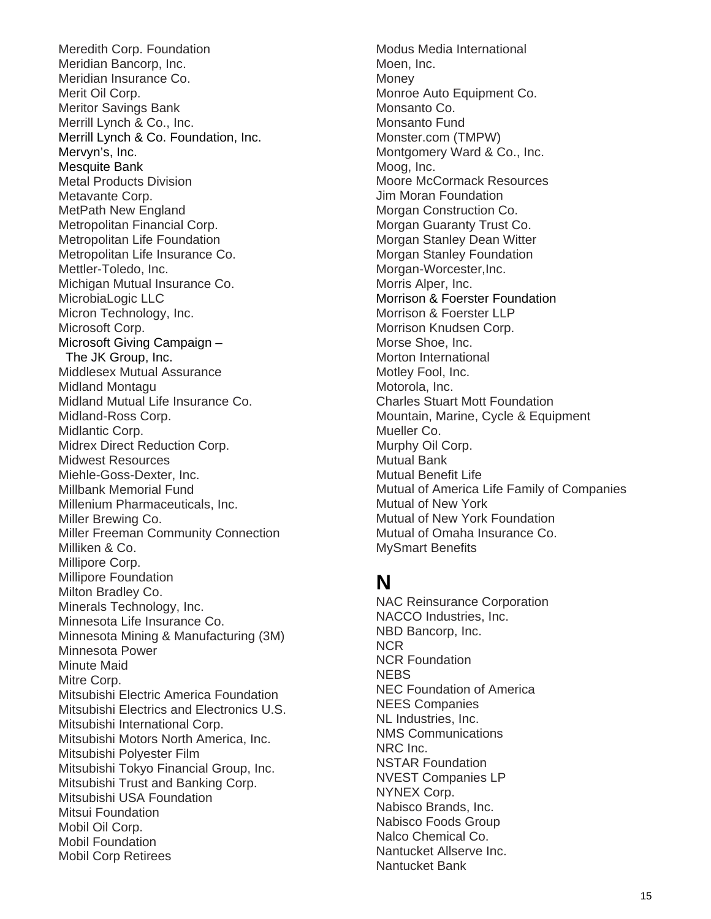Meredith Corp. Foundation
Meridian Bancorp, Inc.
Meridian Insurance Co.
Merit Oil Corp.
Meritor Savings Bank
Merrill Lynch & Co., Inc.
Merrill Lynch & Co. Foundation, Inc.
Mervyn's, Inc.
Mesquite Bank
Metal Products Division
Metavante Corp.
MetPath New England
Metropolitan Financial Corp.
Metropolitan Life Foundation
Metropolitan Life Insurance Co.
Mettler-Toledo, Inc.
Michigan Mutual Insurance Co.
MicrobiaLogic LLC
Micron Technology, Inc.
Microsoft Corp.
Microsoft Giving Campaign –
The JK Group, Inc.
Middlesex Mutual Assurance
Midland Montagu
Midland Mutual Life Insurance Co.
Midland-Ross Corp.
Midlantic Corp.
Midrex Direct Reduction Corp.
Midwest Resources
Miehle-Goss-Dexter, Inc.
Millbank Memorial Fund
Millenium Pharmaceuticals, Inc.
Miller Brewing Co.
Miller Freeman Community Connection
Milliken & Co.
Millipore Corp.
Millipore Foundation
Milton Bradley Co.
Minerals Technology, Inc.
Minnesota Life Insurance Co.
Minnesota Mining & Manufacturing (3M)
Minnesota Power
Minute Maid
Mitre Corp.
Mitsubishi Electric America Foundation
Mitsubishi Electrics and Electronics U.S.
Mitsubishi International Corp.
Mitsubishi Motors North America, Inc.
Mitsubishi Polyester Film
Mitsubishi Tokyo Financial Group, Inc.
Mitsubishi Trust and Banking Corp.
Mitsubishi USA Foundation
Mitsui Foundation
Mobil Oil Corp.
Mobil Foundation
Mobil Corp Retirees
Modus Media International
Moen, Inc.
Money
Monroe Auto Equipment Co.
Monsanto Co.
Monsanto Fund
Monster.com (TMPW)
Montgomery Ward & Co., Inc.
Moog, Inc.
Moore McCormack Resources
Jim Moran Foundation
Morgan Construction Co.
Morgan Guaranty Trust Co.
Morgan Stanley Dean Witter
Morgan Stanley Foundation
Morgan-Worcester,Inc.
Morris Alper, Inc.
Morrison & Foerster Foundation
Morrison & Foerster LLP
Morrison Knudsen Corp.
Morse Shoe, Inc.
Morton International
Motley Fool, Inc.
Motorola, Inc.
Charles Stuart Mott Foundation
Mountain, Marine, Cycle & Equipment
Mueller Co.
Murphy Oil Corp.
Mutual Bank
Mutual Benefit Life
Mutual of America Life Family of Companies
Mutual of New York
Mutual of New York Foundation
Mutual of Omaha Insurance Co.
MySmart Benefits

# N

NAC Reinsurance Corporation
NACCO Industries, Inc.
NBD Bancorp, Inc.
NCR
NCR Foundation
NEBS
NEC Foundation of America
NEES Companies
NL Industries, Inc.
NMS Communications
NRC Inc.
NSTAR Foundation
NVEST Companies LP
NYNEX Corp.
Nabisco Brands, Inc.
Nabisco Foods Group
Nalco Chemical Co.
Nantucket Allserve Inc.
Nantucket Bank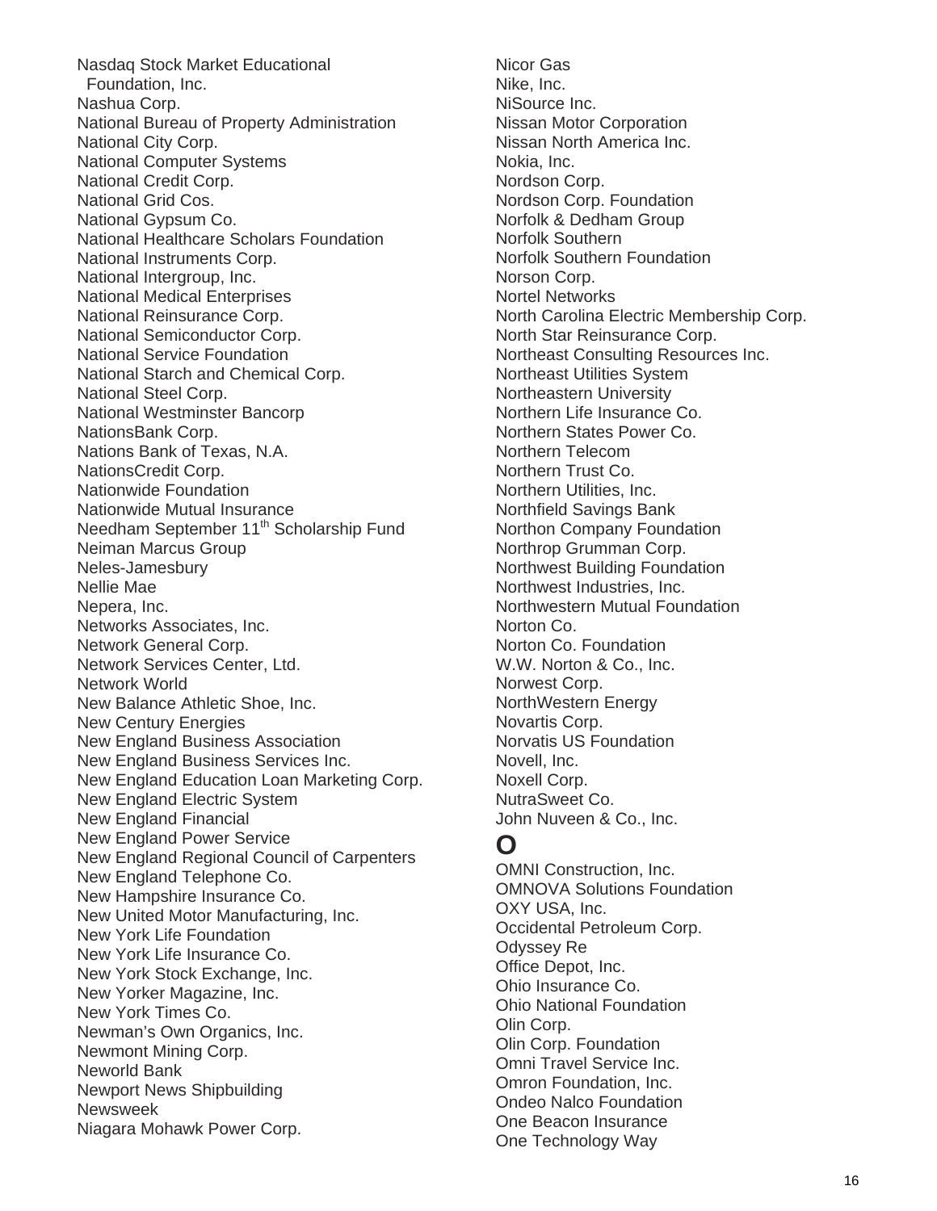Nasdaq Stock Market Educational Foundation, Inc.
Nashua Corp.
National Bureau of Property Administration
National City Corp.
National Computer Systems
National Credit Corp.
National Grid Cos.
National Gypsum Co.
National Healthcare Scholars Foundation
National Instruments Corp.
National Intergroup, Inc.
National Medical Enterprises
National Reinsurance Corp.
National Semiconductor Corp.
National Service Foundation
National Starch and Chemical Corp.
National Steel Corp.
National Westminster Bancorp
NationsBank Corp.
Nations Bank of Texas, N.A.
NationsCredit Corp.
Nationwide Foundation
Nationwide Mutual Insurance
Needham September 11th Scholarship Fund
Neiman Marcus Group
Neles-Jamesbury
Nellie Mae
Nepera, Inc.
Networks Associates, Inc.
Network General Corp.
Network Services Center, Ltd.
Network World
New Balance Athletic Shoe, Inc.
New Century Energies
New England Business Association
New England Business Services Inc.
New England Education Loan Marketing Corp.
New England Electric System
New England Financial
New England Power Service
New England Regional Council of Carpenters
New England Telephone Co.
New Hampshire Insurance Co.
New United Motor Manufacturing, Inc.
New York Life Foundation
New York Life Insurance Co.
New York Stock Exchange, Inc.
New Yorker Magazine, Inc.
New York Times Co.
Newman's Own Organics, Inc.
Newmont Mining Corp.
Neworld Bank
Newport News Shipbuilding
Newsweek
Niagara Mohawk Power Corp.
Nicor Gas
Nike, Inc.
NiSource Inc.
Nissan Motor Corporation
Nissan North America Inc.
Nokia, Inc.
Nordson Corp.
Nordson Corp. Foundation
Norfolk & Dedham Group
Norfolk Southern
Norfolk Southern Foundation
Norson Corp.
Nortel Networks
North Carolina Electric Membership Corp.
North Star Reinsurance Corp.
Northeast Consulting Resources Inc.
Northeast Utilities System
Northeastern University
Northern Life Insurance Co.
Northern States Power Co.
Northern Telecom
Northern Trust Co.
Northern Utilities, Inc.
Northfield Savings Bank
Northon Company Foundation
Northrop Grumman Corp.
Northwest Building Foundation
Northwest Industries, Inc.
Northwestern Mutual Foundation
Norton Co.
Norton Co. Foundation
W.W. Norton & Co., Inc.
Norwest Corp.
NorthWestern Energy
Novartis Corp.
Norvatis US Foundation
Novell, Inc.
Noxell Corp.
NutraSweet Co.
John Nuveen & Co., Inc.

# O

OMNI Construction, Inc.
OMNOVA Solutions Foundation
OXY USA, Inc.
Occidental Petroleum Corp.
Odyssey Re
Office Depot, Inc.
Ohio Insurance Co.
Ohio National Foundation
Olin Corp.
Olin Corp. Foundation
Omni Travel Service Inc.
Omron Foundation, Inc.
Ondeo Nalco Foundation
One Beacon Insurance
One Technology Way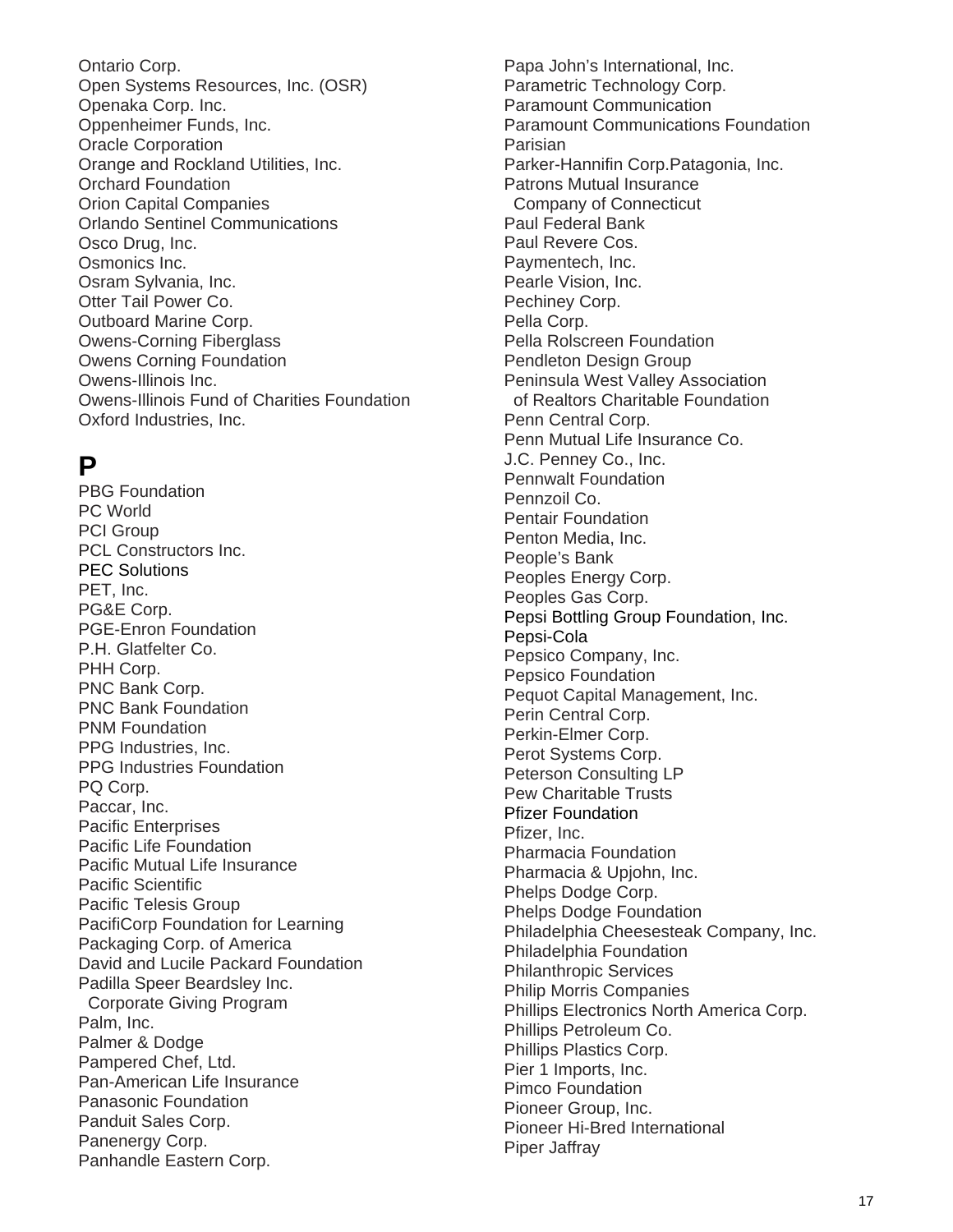Ontario Corp.
Open Systems Resources, Inc. (OSR)
Openaka Corp. Inc.
Oppenheimer Funds, Inc.
Oracle Corporation
Orange and Rockland Utilities, Inc.
Orchard Foundation
Orion Capital Companies
Orlando Sentinel Communications
Osco Drug, Inc.
Osmonics Inc.
Osram Sylvania, Inc.
Otter Tail Power Co.
Outboard Marine Corp.
Owens-Corning Fiberglass
Owens Corning Foundation
Owens-Illinois Inc.
Owens-Illinois Fund of Charities Foundation
Oxford Industries, Inc.

# P

PBG Foundation
PC World
PCI Group
PCL Constructors Inc.
PEC Solutions
PET, Inc.
PG&E Corp.
PGE-Enron Foundation
P.H. Glatfelter Co.
PHH Corp.
PNC Bank Corp.
PNC Bank Foundation
PNM Foundation
PPG Industries, Inc.
PPG Industries Foundation
PQ Corp.
Paccar, Inc.
Pacific Enterprises
Pacific Life Foundation
Pacific Mutual Life Insurance
Pacific Scientific
Pacific Telesis Group
PacifiCorp Foundation for Learning
Packaging Corp. of America
David and Lucile Packard Foundation
Padilla Speer Beardsley Inc.
  Corporate Giving Program
Palm, Inc.
Palmer & Dodge
Pampered Chef, Ltd.
Pan-American Life Insurance
Panasonic Foundation
Panduit Sales Corp.
Panenergy Corp.
Panhandle Eastern Corp.
Papa John's International, Inc.
Parametric Technology Corp.
Paramount Communication
Paramount Communications Foundation
Parisian
Parker-Hannifin Corp.Patagonia, Inc.
Patrons Mutual Insurance
  Company of Connecticut
Paul Federal Bank
Paul Revere Cos.
Paymentech, Inc.
Pearle Vision, Inc.
Pechiney Corp.
Pella Corp.
Pella Rolscreen Foundation
Pendleton Design Group
Peninsula West Valley Association
  of Realtors Charitable Foundation
Penn Central Corp.
Penn Mutual Life Insurance Co.
J.C. Penney Co., Inc.
Pennwalt Foundation
Pennzoil Co.
Pentair Foundation
Penton Media, Inc.
People's Bank
Peoples Energy Corp.
Peoples Gas Corp.
Pepsi Bottling Group Foundation, Inc.
Pepsi-Cola
Pepsico Company, Inc.
Pepsico Foundation
Pequot Capital Management, Inc.
Perin Central Corp.
Perkin-Elmer Corp.
Perot Systems Corp.
Peterson Consulting LP
Pew Charitable Trusts
Pfizer Foundation
Pfizer, Inc.
Pharmacia Foundation
Pharmacia & Upjohn, Inc.
Phelps Dodge Corp.
Phelps Dodge Foundation
Philadelphia Cheesesteak Company, Inc.
Philadelphia Foundation
Philanthropic Services
Philip Morris Companies
Phillips Electronics North America Corp.
Phillips Petroleum Co.
Phillips Plastics Corp.
Pier 1 Imports, Inc.
Pimco Foundation
Pioneer Group, Inc.
Pioneer Hi-Bred International
Piper Jaffray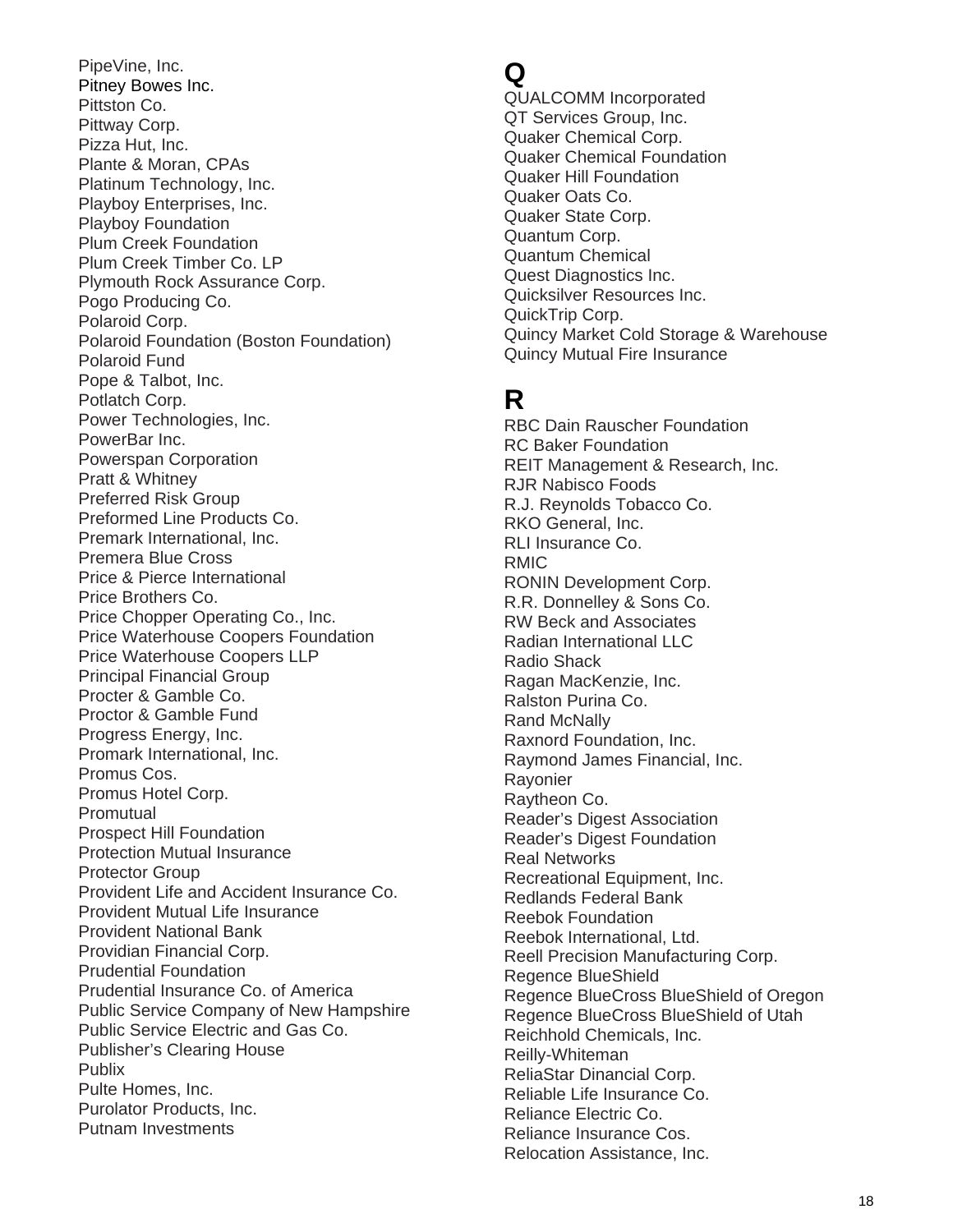PipeVine, Inc.
Pitney Bowes Inc.
Pittston Co.
Pittway Corp.
Pizza Hut, Inc.
Plante & Moran, CPAs
Platinum Technology, Inc.
Playboy Enterprises, Inc.
Playboy Foundation
Plum Creek Foundation
Plum Creek Timber Co. LP
Plymouth Rock Assurance Corp.
Pogo Producing Co.
Polaroid Corp.
Polaroid Foundation (Boston Foundation)
Polaroid Fund
Pope & Talbot, Inc.
Potlatch Corp.
Power Technologies, Inc.
PowerBar Inc.
Powerspan Corporation
Pratt & Whitney
Preferred Risk Group
Preformed Line Products Co.
Premark International, Inc.
Premera Blue Cross
Price & Pierce International
Price Brothers Co.
Price Chopper Operating Co., Inc.
Price Waterhouse Coopers Foundation
Price Waterhouse Coopers LLP
Principal Financial Group
Procter & Gamble Co.
Proctor & Gamble Fund
Progress Energy, Inc.
Promark International, Inc.
Promus Cos.
Promus Hotel Corp.
Promutual
Prospect Hill Foundation
Protection Mutual Insurance
Protector Group
Provident Life and Accident Insurance Co.
Provident Mutual Life Insurance
Provident National Bank
Providian Financial Corp.
Prudential Foundation
Prudential Insurance Co. of America
Public Service Company of New Hampshire
Public Service Electric and Gas Co.
Publisher's Clearing House
Publix
Pulte Homes, Inc.
Purolator Products, Inc.
Putnam Investments

# Q

QUALCOMM Incorporated
QT Services Group, Inc.
Quaker Chemical Corp.
Quaker Chemical Foundation
Quaker Hill Foundation
Quaker Oats Co.
Quaker State Corp.
Quantum Corp.
Quantum Chemical
Quest Diagnostics Inc.
Quicksilver Resources Inc.
QuickTrip Corp.
Quincy Market Cold Storage & Warehouse
Quincy Mutual Fire Insurance

# R

RBC Dain Rauscher Foundation
RC Baker Foundation
REIT Management & Research, Inc.
RJR Nabisco Foods
R.J. Reynolds Tobacco Co.
RKO General, Inc.
RLI Insurance Co.
RMIC
RONIN Development Corp.
R.R. Donnelley & Sons Co.
RW Beck and Associates
Radian International LLC
Radio Shack
Ragan MacKenzie, Inc.
Ralston Purina Co.
Rand McNally
Raxnord Foundation, Inc.
Raymond James Financial, Inc.
Rayonier
Raytheon Co.
Reader's Digest Association
Reader's Digest Foundation
Real Networks
Recreational Equipment, Inc.
Redlands Federal Bank
Reebok Foundation
Reebok International, Ltd.
Reell Precision Manufacturing Corp.
Regence BlueShield
Regence BlueCross BlueShield of Oregon
Regence BlueCross BlueShield of Utah
Reichhold Chemicals, Inc.
Reilly-Whiteman
ReliaStar Dinancial Corp.
Reliable Life Insurance Co.
Reliance Electric Co.
Reliance Insurance Cos.
Relocation Assistance, Inc.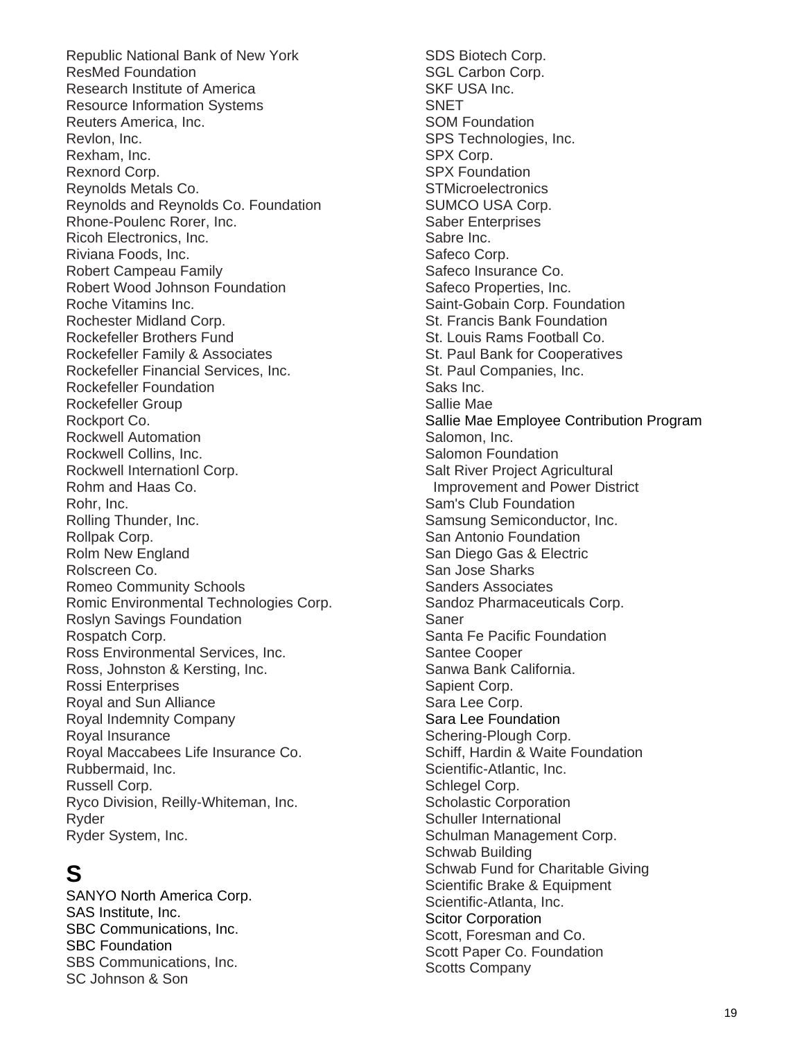Republic National Bank of New York
ResMed Foundation
Research Institute of America
Resource Information Systems
Reuters America, Inc.
Revlon, Inc.
Rexham, Inc.
Rexnord Corp.
Reynolds Metals Co.
Reynolds and Reynolds Co. Foundation
Rhone-Poulenc Rorer, Inc.
Ricoh Electronics, Inc.
Riviana Foods, Inc.
Robert Campeau Family
Robert Wood Johnson Foundation
Roche Vitamins Inc.
Rochester Midland Corp.
Rockefeller Brothers Fund
Rockefeller Family & Associates
Rockefeller Financial Services, Inc.
Rockefeller Foundation
Rockefeller Group
Rockport Co.
Rockwell Automation
Rockwell Collins, Inc.
Rockwell Internationl Corp.
Rohm and Haas Co.
Rohr, Inc.
Rolling Thunder, Inc.
Rollpak Corp.
Rolm New England
Rolscreen Co.
Romeo Community Schools
Romic Environmental Technologies Corp.
Roslyn Savings Foundation
Rospatch Corp.
Ross Environmental Services, Inc.
Ross, Johnston & Kersting, Inc.
Rossi Enterprises
Royal and Sun Alliance
Royal Indemnity Company
Royal Insurance
Royal Maccabees Life Insurance Co.
Rubbermaid, Inc.
Russell Corp.
Ryco Division, Reilly-Whiteman, Inc.
Ryder
Ryder System, Inc.

# S

SANYO North America Corp.
SAS Institute, Inc.
SBC Communications, Inc.
SBC Foundation
SBS Communications, Inc.
SC Johnson & Son
SDS Biotech Corp.
SGL Carbon Corp.
SKF USA Inc.
SNET
SOM Foundation
SPS Technologies, Inc.
SPX Corp.
SPX Foundation
STMicroelectronics
SUMCO USA Corp.
Saber Enterprises
Sabre Inc.
Safeco Corp.
Safeco Insurance Co.
Safeco Properties, Inc.
Saint-Gobain Corp. Foundation
St. Francis Bank Foundation
St. Louis Rams Football Co.
St. Paul Bank for Cooperatives
St. Paul Companies, Inc.
Saks Inc.
Sallie Mae
Sallie Mae Employee Contribution Program
Salomon, Inc.
Salomon Foundation
Salt River Project Agricultural
Improvement and Power District
Sam's Club Foundation
Samsung Semiconductor, Inc.
San Antonio Foundation
San Diego Gas & Electric
San Jose Sharks
Sanders Associates
Sandoz Pharmaceuticals Corp.
Saner
Santa Fe Pacific Foundation
Santee Cooper
Sanwa Bank California.
Sapient Corp.
Sara Lee Corp.
Sara Lee Foundation
Schering-Plough Corp.
Schiff, Hardin & Waite Foundation
Scientific-Atlantic, Inc.
Schlegel Corp.
Scholastic Corporation
Schuller International
Schulman Management Corp.
Schwab Building
Schwab Fund for Charitable Giving
Scientific Brake & Equipment
Scientific-Atlanta, Inc.
Scitor Corporation
Scott, Foresman and Co.
Scott Paper Co. Foundation
Scotts Company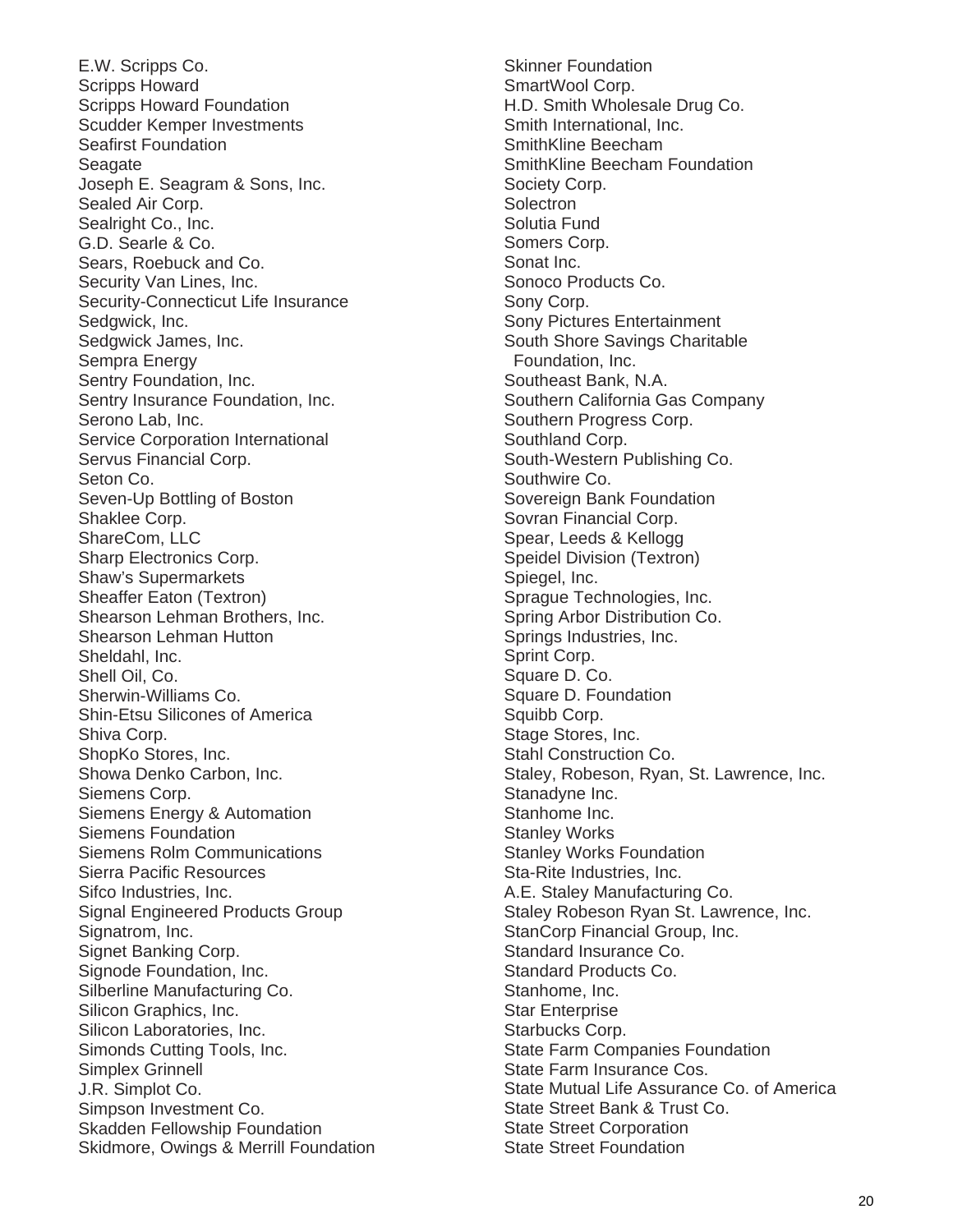E.W. Scripps Co.
Scripps Howard
Scripps Howard Foundation
Scudder Kemper Investments
Seafirst Foundation
Seagate
Joseph E. Seagram & Sons, Inc.
Sealed Air Corp.
Sealright Co., Inc.
G.D. Searle & Co.
Sears, Roebuck and Co.
Security Van Lines, Inc.
Security-Connecticut Life Insurance
Sedgwick, Inc.
Sedgwick James, Inc.
Sempra Energy
Sentry Foundation, Inc.
Sentry Insurance Foundation, Inc.
Serono Lab, Inc.
Service Corporation International
Servus Financial Corp.
Seton Co.
Seven-Up Bottling of Boston
Shaklee Corp.
ShareCom, LLC
Sharp Electronics Corp.
Shaw's Supermarkets
Sheaffer Eaton (Textron)
Shearson Lehman Brothers, Inc.
Shearson Lehman Hutton
Sheldahl, Inc.
Shell Oil, Co.
Sherwin-Williams Co.
Shin-Etsu Silicones of America
Shiva Corp.
ShopKo Stores, Inc.
Showa Denko Carbon, Inc.
Siemens Corp.
Siemens Energy & Automation
Siemens Foundation
Siemens Rolm Communications
Sierra Pacific Resources
Sifco Industries, Inc.
Signal Engineered Products Group
Signatrom, Inc.
Signet Banking Corp.
Signode Foundation, Inc.
Silberline Manufacturing Co.
Silicon Graphics, Inc.
Silicon Laboratories, Inc.
Simonds Cutting Tools, Inc.
Simplex Grinnell
J.R. Simplot Co.
Simpson Investment Co.
Skadden Fellowship Foundation
Skidmore, Owings & Merrill Foundation
Skinner Foundation
SmartWool Corp.
H.D. Smith Wholesale Drug Co.
Smith International, Inc.
SmithKline Beecham
SmithKline Beecham Foundation
Society Corp.
Solectron
Solutia Fund
Somers Corp.
Sonat Inc.
Sonoco Products Co.
Sony Corp.
Sony Pictures Entertainment
South Shore Savings Charitable Foundation, Inc.
Southeast Bank, N.A.
Southern California Gas Company
Southern Progress Corp.
Southland Corp.
South-Western Publishing Co.
Southwire Co.
Sovereign Bank Foundation
Sovran Financial Corp.
Spear, Leeds & Kellogg
Speidel Division (Textron)
Spiegel, Inc.
Sprague Technologies, Inc.
Spring Arbor Distribution Co.
Springs Industries, Inc.
Sprint Corp.
Square D. Co.
Square D. Foundation
Squibb Corp.
Stage Stores, Inc.
Stahl Construction Co.
Staley, Robeson, Ryan, St. Lawrence, Inc.
Stanadyne Inc.
Stanhome Inc.
Stanley Works
Stanley Works Foundation
Sta-Rite Industries, Inc.
A.E. Staley Manufacturing Co.
Staley Robeson Ryan St. Lawrence, Inc.
StanCorp Financial Group, Inc.
Standard Insurance Co.
Standard Products Co.
Stanhome, Inc.
Star Enterprise
Starbucks Corp.
State Farm Companies Foundation
State Farm Insurance Cos.
State Mutual Life Assurance Co. of America
State Street Bank & Trust Co.
State Street Corporation
State Street Foundation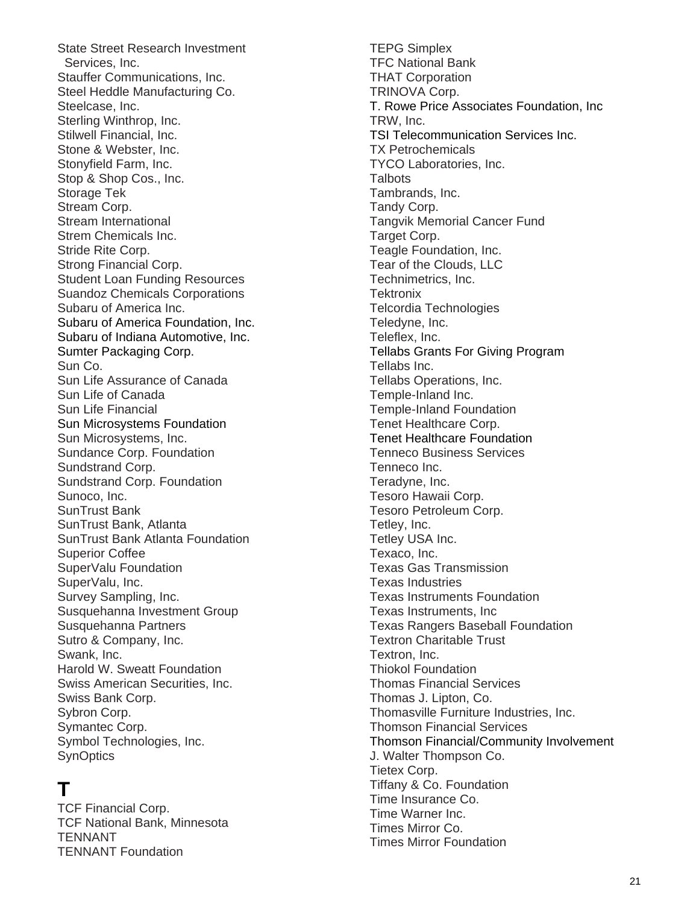State Street Research Investment Services, Inc.
Stauffer Communications, Inc.
Steel Heddle Manufacturing Co.
Steelcase, Inc.
Sterling Winthrop, Inc.
Stilwell Financial, Inc.
Stone & Webster, Inc.
Stonyfield Farm, Inc.
Stop & Shop Cos., Inc.
Storage Tek
Stream Corp.
Stream International
Strem Chemicals Inc.
Stride Rite Corp.
Strong Financial Corp.
Student Loan Funding Resources
Suandoz Chemicals Corporations
Subaru of America Inc.
Subaru of America Foundation, Inc.
Subaru of Indiana Automotive, Inc.
Sumter Packaging Corp.
Sun Co.
Sun Life Assurance of Canada
Sun Life of Canada
Sun Life Financial
Sun Microsystems Foundation
Sun Microsystems, Inc.
Sundance Corp. Foundation
Sundstrand Corp.
Sundstrand Corp. Foundation
Sunoco, Inc.
SunTrust Bank
SunTrust Bank, Atlanta
SunTrust Bank Atlanta Foundation
Superior Coffee
SuperValu Foundation
SuperValu, Inc.
Survey Sampling, Inc.
Susquehanna Investment Group
Susquehanna Partners
Sutro & Company, Inc.
Swank, Inc.
Harold W. Sweatt Foundation
Swiss American Securities, Inc.
Swiss Bank Corp.
Sybron Corp.
Symantec Corp.
Symbol Technologies, Inc.
SynOptics

# T

TCF Financial Corp.
TCF National Bank, Minnesota
TENNANT
TENNANT Foundation
TEPG Simplex
TFC National Bank
THAT Corporation
TRINOVA Corp.
T. Rowe Price Associates Foundation, Inc
TRW, Inc.
TSI Telecommunication Services Inc.
TX Petrochemicals
TYCO Laboratories, Inc.
Talbots
Tambrands, Inc.
Tandy Corp.
Tangvik Memorial Cancer Fund
Target Corp.
Teagle Foundation, Inc.
Tear of the Clouds, LLC
Technimetrics, Inc.
Tektronix
Telcordia Technologies
Teledyne, Inc.
Teleflex, Inc.
Tellabs Grants For Giving Program
Tellabs Inc.
Tellabs Operations, Inc.
Temple-Inland Inc.
Temple-Inland Foundation
Tenet Healthcare Corp.
Tenet Healthcare Foundation
Tenneco Business Services
Tenneco Inc.
Teradyne, Inc.
Tesoro Hawaii Corp.
Tesoro Petroleum Corp.
Tetley, Inc.
Tetley USA Inc.
Texaco, Inc.
Texas Gas Transmission
Texas Industries
Texas Instruments Foundation
Texas Instruments, Inc
Texas Rangers Baseball Foundation
Textron Charitable Trust
Textron, Inc.
Thiokol Foundation
Thomas Financial Services
Thomas J. Lipton, Co.
Thomasville Furniture Industries, Inc.
Thomson Financial Services
Thomson Financial/Community Involvement
J. Walter Thompson Co.
Tietex Corp.
Tiffany & Co. Foundation
Time Insurance Co.
Time Warner Inc.
Times Mirror Co.
Times Mirror Foundation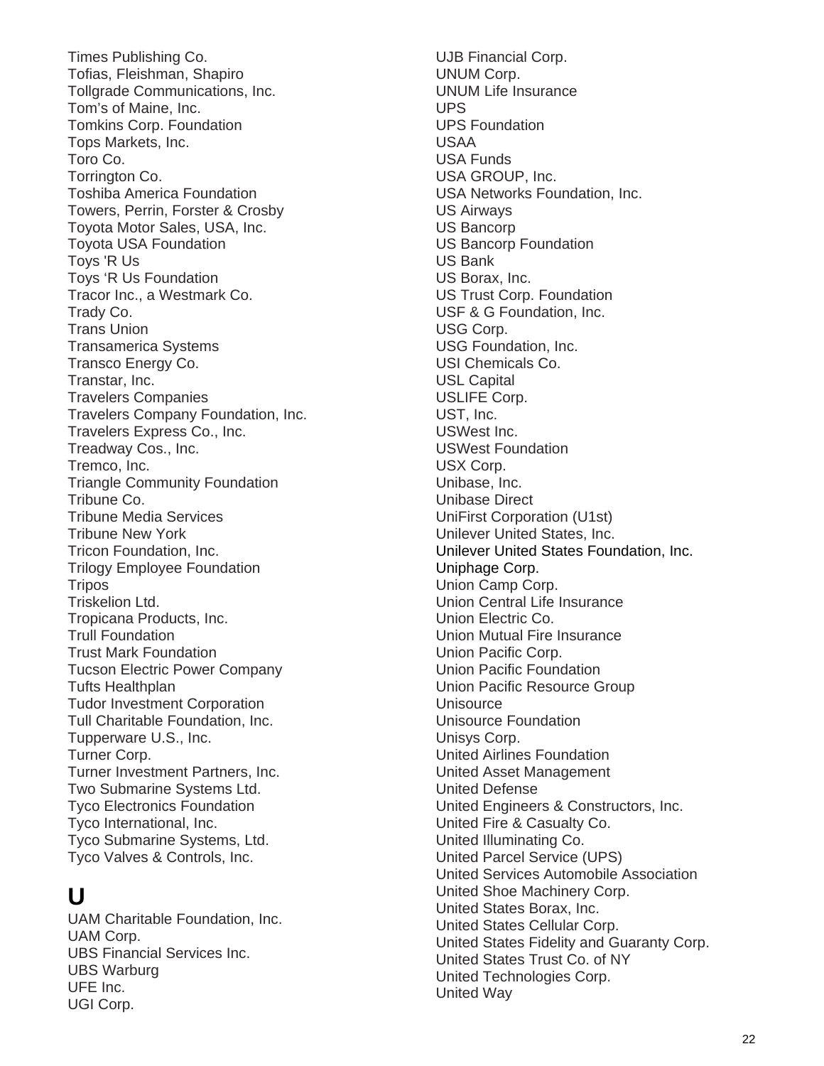Times Publishing Co.
Tofias, Fleishman, Shapiro
Tollgrade Communications, Inc.
Tom's of Maine, Inc.
Tomkins Corp. Foundation
Tops Markets, Inc.
Toro Co.
Torrington Co.
Toshiba America Foundation
Towers, Perrin, Forster & Crosby
Toyota Motor Sales, USA, Inc.
Toyota USA Foundation
Toys 'R Us
Toys 'R Us Foundation
Tracor Inc., a Westmark Co.
Trady Co.
Trans Union
Transamerica Systems
Transco Energy Co.
Transtar, Inc.
Travelers Companies
Travelers Company Foundation, Inc.
Travelers Express Co., Inc.
Treadway Cos., Inc.
Tremco, Inc.
Triangle Community Foundation
Tribune Co.
Tribune Media Services
Tribune New York
Tricon Foundation, Inc.
Trilogy Employee Foundation
Tripos
Triskelion Ltd.
Tropicana Products, Inc.
Trull Foundation
Trust Mark Foundation
Tucson Electric Power Company
Tufts Healthplan
Tudor Investment Corporation
Tull Charitable Foundation, Inc.
Tupperware U.S., Inc.
Turner Corp.
Turner Investment Partners, Inc.
Two Submarine Systems Ltd.
Tyco Electronics Foundation
Tyco International, Inc.
Tyco Submarine Systems, Ltd.
Tyco Valves & Controls, Inc.

## U

UAM Charitable Foundation, Inc.
UAM Corp.
UBS Financial Services Inc.
UBS Warburg
UFE Inc.
UGI Corp.
UJB Financial Corp.
UNUM Corp.
UNUM Life Insurance
UPS
UPS Foundation
USAA
USA Funds
USA GROUP, Inc.
USA Networks Foundation, Inc.
US Airways
US Bancorp
US Bancorp Foundation
US Bank
US Borax, Inc.
US Trust Corp. Foundation
USF & G Foundation, Inc.
USG Corp.
USG Foundation, Inc.
USI Chemicals Co.
USL Capital
USLIFE Corp.
UST, Inc.
USWest Inc.
USWest Foundation
USX Corp.
Unibase, Inc.
Unibase Direct
UniFirst Corporation (U1st)
Unilever United States, Inc.
Unilever United States Foundation, Inc.
Uniphage Corp.
Union Camp Corp.
Union Central Life Insurance
Union Electric Co.
Union Mutual Fire Insurance
Union Pacific Corp.
Union Pacific Foundation
Union Pacific Resource Group
Unisource
Unisource Foundation
Unisys Corp.
United Airlines Foundation
United Asset Management
United Defense
United Engineers & Constructors, Inc.
United Fire & Casualty Co.
United Illuminating Co.
United Parcel Service (UPS)
United Services Automobile Association
United Shoe Machinery Corp.
United States Borax, Inc.
United States Cellular Corp.
United States Fidelity and Guaranty Corp.
United States Trust Co. of NY
United Technologies Corp.
United Way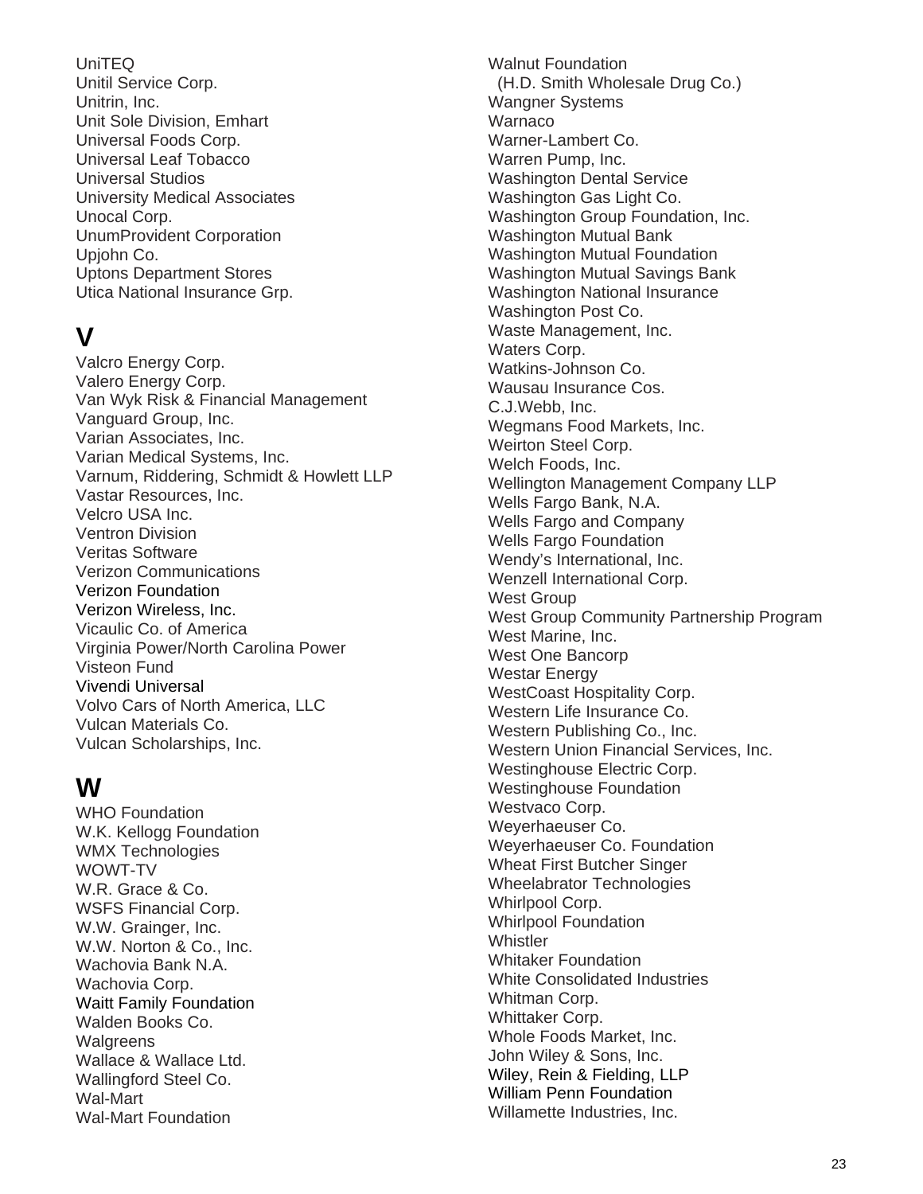UniTEQ
Unitil Service Corp.
Unitrin, Inc.
Unit Sole Division, Emhart
Universal Foods Corp.
Universal Leaf Tobacco
Universal Studios
University Medical Associates
Unocal Corp.
UnumProvident Corporation
Upjohn Co.
Uptons Department Stores
Utica National Insurance Grp.

## V

Valcro Energy Corp.
Valero Energy Corp.
Van Wyk Risk & Financial Management
Vanguard Group, Inc.
Varian Associates, Inc.
Varian Medical Systems, Inc.
Varnum, Riddering, Schmidt & Howlett LLP
Vastar Resources, Inc.
Velcro USA Inc.
Ventron Division
Veritas Software
Verizon Communications
Verizon Foundation
Verizon Wireless, Inc.
Vicaulic Co. of America
Virginia Power/North Carolina Power
Visteon Fund
Vivendi Universal
Volvo Cars of North America, LLC
Vulcan Materials Co.
Vulcan Scholarships, Inc.

## W

WHO Foundation
W.K. Kellogg Foundation
WMX Technologies
WOWT-TV
W.R. Grace & Co.
WSFS Financial Corp.
W.W. Grainger, Inc.
W.W. Norton & Co., Inc.
Wachovia Bank N.A.
Wachovia Corp.
Waitt Family Foundation
Walden Books Co.
Walgreens
Wallace & Wallace Ltd.
Wallingford Steel Co.
Wal-Mart
Wal-Mart Foundation
Walnut Foundation
(H.D. Smith Wholesale Drug Co.)
Wangner Systems
Warnaco
Warner-Lambert Co.
Warren Pump, Inc.
Washington Dental Service
Washington Gas Light Co.
Washington Group Foundation, Inc.
Washington Mutual Bank
Washington Mutual Foundation
Washington Mutual Savings Bank
Washington National Insurance
Washington Post Co.
Waste Management, Inc.
Waters Corp.
Watkins-Johnson Co.
Wausau Insurance Cos.
C.J.Webb, Inc.
Wegmans Food Markets, Inc.
Weirton Steel Corp.
Welch Foods, Inc.
Wellington Management Company LLP
Wells Fargo Bank, N.A.
Wells Fargo and Company
Wells Fargo Foundation
Wendy's International, Inc.
Wenzell International Corp.
West Group
West Group Community Partnership Program
West Marine, Inc.
West One Bancorp
Westar Energy
WestCoast Hospitality Corp.
Western Life Insurance Co.
Western Publishing Co., Inc.
Western Union Financial Services, Inc.
Westinghouse Electric Corp.
Westinghouse Foundation
Westvaco Corp.
Weyerhaeuser Co.
Weyerhaeuser Co. Foundation
Wheat First Butcher Singer
Wheelabrator Technologies
Whirlpool Corp.
Whirlpool Foundation
Whistler
Whitaker Foundation
White Consolidated Industries
Whitman Corp.
Whittaker Corp.
Whole Foods Market, Inc.
John Wiley & Sons, Inc.
Wiley, Rein & Fielding, LLP
William Penn Foundation
Willamette Industries, Inc.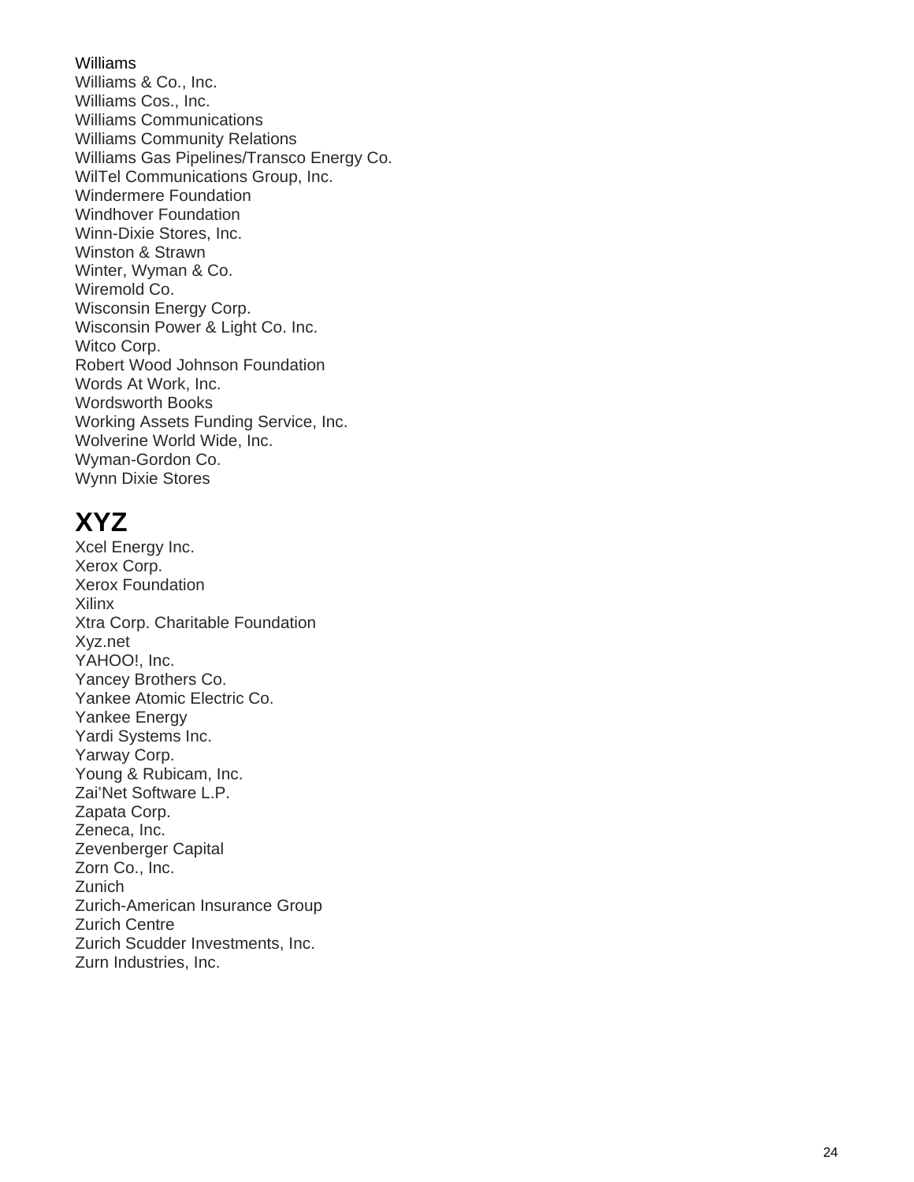Williams
Williams & Co., Inc.
Williams Cos., Inc.
Williams Communications
Williams Community Relations
Williams Gas Pipelines/Transco Energy Co.
WilTel Communications Group, Inc.
Windermere Foundation
Windhover Foundation
Winn-Dixie Stores, Inc.
Winston & Strawn
Winter, Wyman & Co.
Wiremold Co.
Wisconsin Energy Corp.
Wisconsin Power & Light Co. Inc.
Witco Corp.
Robert Wood Johnson Foundation
Words At Work, Inc.
Wordsworth Books
Working Assets Funding Service, Inc.
Wolverine World Wide, Inc.
Wyman-Gordon Co.
Wynn Dixie Stores

## XYZ

Xcel Energy Inc.
Xerox Corp.
Xerox Foundation
Xilinx
Xtra Corp. Charitable Foundation
Xyz.net
YAHOO!, Inc.
Yancey Brothers Co.
Yankee Atomic Electric Co.
Yankee Energy
Yardi Systems Inc.
Yarway Corp.
Young & Rubicam, Inc.
Zai'Net Software L.P.
Zapata Corp.
Zeneca, Inc.
Zevenberger Capital
Zorn Co., Inc.
Zunich
Zurich-American Insurance Group
Zurich Centre
Zurich Scudder Investments, Inc.
Zurn Industries, Inc.